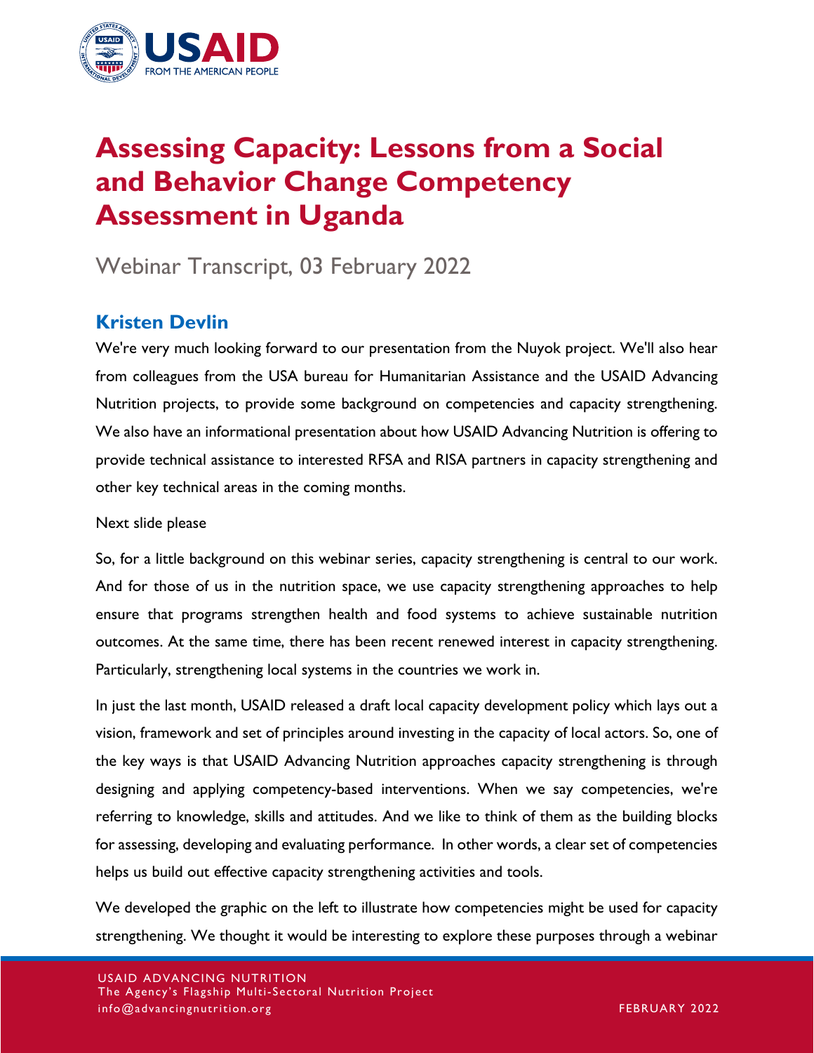# Assessing Capacity: Lessons from a Social and Behavior Change Competency Assessment in Uganda

Webinar Transcript, 03 February 2022

## Kristen Devlin

We're very much looking forward to our presentation from the Nuyok project. We'll also hear from colleagues from the USA bureau for Humanitarian Assistance and the USAID Advancing Nutrition projects, to provide some background on competencies and capacity strengthening. We also have an informational presentation about how USAID Advancing Nutrition is offering to provide technical assistance to interested RFSA and RISA partners in capacity strengthening and other key technical areas in the coming months.

Next slide please

So, for a little background on this webinar series, capacity strengthening is central to our work. And for those of us in the nutrition space, we use capacity strengthening approaches to help ensure that programs strengthen health and food systems to achieve sustainable nutrition outcomes. At the same time, there has been recent renewed interest in capacity strengthening. Particularly, strengthening local systems in the countries we work in.

In just the last month, USAID released a draft local capacity development policy which lays out a vision, framework and set of principles around investing in the capacity of local actors. So, one of the key ways is that USAID Advancing Nutrition approaches capacity strengthening is through designing and applying competency-based interventions. When we say competencies, we're referring to knowledge, skills and attitudes. And we like to think of them as the building blocks for assessing, developing and evaluating performance. In other words, a clear set of competencies helps us build out effective capacity strengthening activities and tools.

We developed the graphic on the left to illustrate how competencies might be used for capacity strengthening. We thought it would be interesting to explore these purposes through a webinar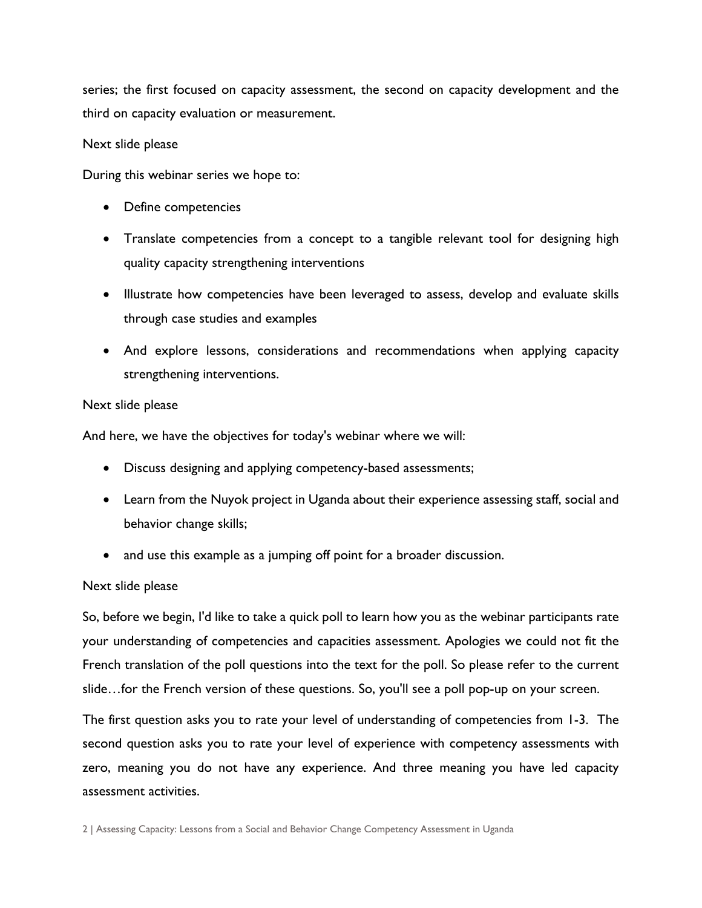series; the first focused on capacity assessment, the second on capacity development and the third on capacity evaluation or measurement.

Next slide please

During this webinar series we hope to:

- Define competencies
- Translate competencies from a concept to a tangible relevant tool for designing high quality capacity strengthening interventions
- Illustrate how competencies have been leveraged to assess, develop and evaluate skills through case studies and examples
- And explore lessons, considerations and recommendations when applying capacity strengthening interventions.

Next slide please

And here, we have the objectives for today's webinar where we will:

- Discuss designing and applying competency-based assessments;
- Learn from the Nuyok project in Uganda about their experience assessing staff, social and behavior change skills;
- and use this example as a jumping off point for a broader discussion.

Next slide please

So, before we begin, I'd like to take a quick poll to learn how you as the webinar participants rate your understanding of competencies and capacities assessment. Apologies we could not fit the French translation of the poll questions into the text for the poll. So please refer to the current slide…for the French version of these questions. So, you'll see a poll pop-up on your screen.

The first question asks you to rate your level of understanding of competencies from 1-3. The second question asks you to rate your level of experience with competency assessments with zero, meaning you do not have any experience. And three meaning you have led capacity assessment activities.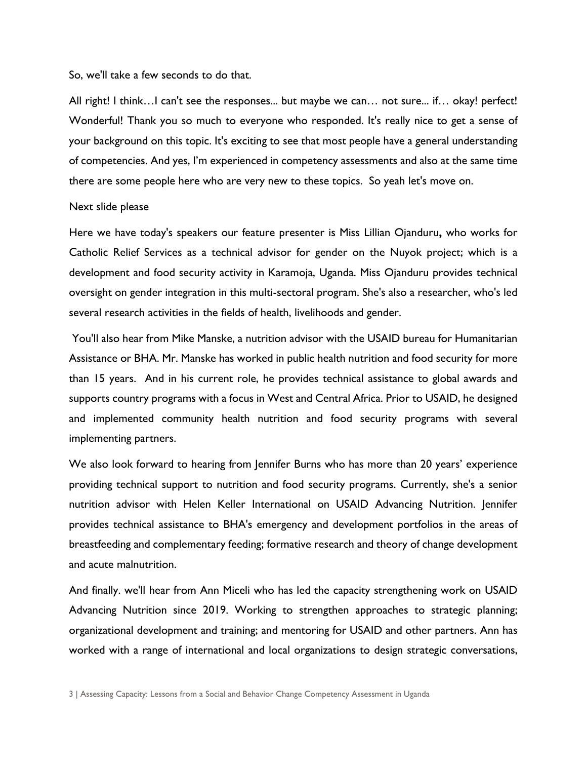So, we'll take a few seconds to do that.

All right! I think…I can't see the responses... but maybe we can… not sure... if… okay! perfect! Wonderful! Thank you so much to everyone who responded. It's really nice to get a sense of your background on this topic. It's exciting to see that most people have a general understanding of competencies. And yes, I'm experienced in competency assessments and also at the same time there are some people here who are very new to these topics. So yeah let's move on.

Next slide please

Here we have today's speakers our feature presenter is Miss Lillian Ojanduru**,** who works for Catholic Relief Services as a technical advisor for gender on the Nuyok project; which is a development and food security activity in Karamoja, Uganda. Miss Ojanduru provides technical oversight on gender integration in this multi-sectoral program. She's also a researcher, who's led several research activities in the fields of health, livelihoods and gender.

You'll also hear from Mike Manske, a nutrition advisor with the USAID bureau for Humanitarian Assistance or BHA. Mr. Manske has worked in public health nutrition and food security for more than 15 years. And in his current role, he provides technical assistance to global awards and supports country programs with a focus in West and Central Africa. Prior to USAID, he designed and implemented community health nutrition and food security programs with several implementing partners.

We also look forward to hearing from Jennifer Burns who has more than 20 years' experience providing technical support to nutrition and food security programs. Currently, she's a senior nutrition advisor with Helen Keller International on USAID Advancing Nutrition. Jennifer provides technical assistance to BHA's emergency and development portfolios in the areas of breastfeeding and complementary feeding; formative research and theory of change development and acute malnutrition.

And finally. we'll hear from Ann Miceli who has led the capacity strengthening work on USAID Advancing Nutrition since 2019. Working to strengthen approaches to strategic planning; organizational development and training; and mentoring for USAID and other partners. Ann has worked with a range of international and local organizations to design strategic conversations,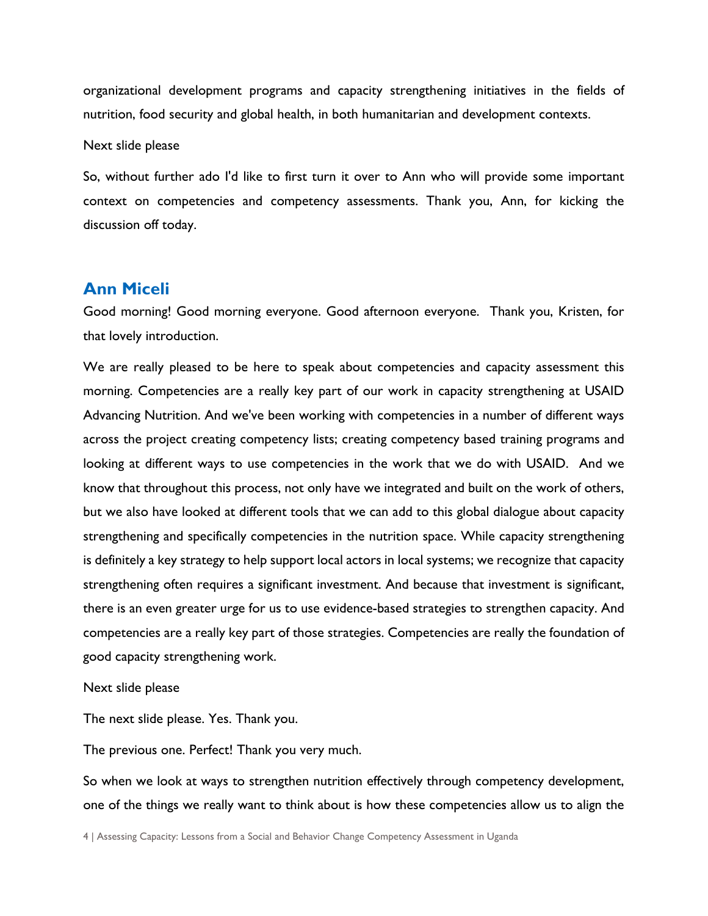organizational development programs and capacity strengthening initiatives in the fields of nutrition, food security and global health, in both humanitarian and development contexts.

Next slide please

So, without further ado I'd like to first turn it over to Ann who will provide some important context on competencies and competency assessments. Thank you, Ann, for kicking the discussion off today.

## Ann Miceli

Good morning! Good morning everyone. Good afternoon everyone. Thank you, Kristen, for that lovely introduction.

We are really pleased to be here to speak about competencies and capacity assessment this morning. Competencies are a really key part of our work in capacity strengthening at USAID Advancing Nutrition. And we've been working with competencies in a number of different ways across the project creating competency lists; creating competency based training programs and looking at different ways to use competencies in the work that we do with USAID. And we know that throughout this process, not only have we integrated and built on the work of others, but we also have looked at different tools that we can add to this global dialogue about capacity strengthening and specifically competencies in the nutrition space. While capacity strengthening is definitely a key strategy to help support local actors in local systems; we recognize that capacity strengthening often requires a significant investment. And because that investment is significant, there is an even greater urge for us to use evidence-based strategies to strengthen capacity. And competencies are a really key part of those strategies. Competencies are really the foundation of good capacity strengthening work.

Next slide please

The next slide please. Yes. Thank you.

The previous one. Perfect! Thank you very much.

So when we look at ways to strengthen nutrition effectively through competency development, one of the things we really want to think about is how these competencies allow us to align the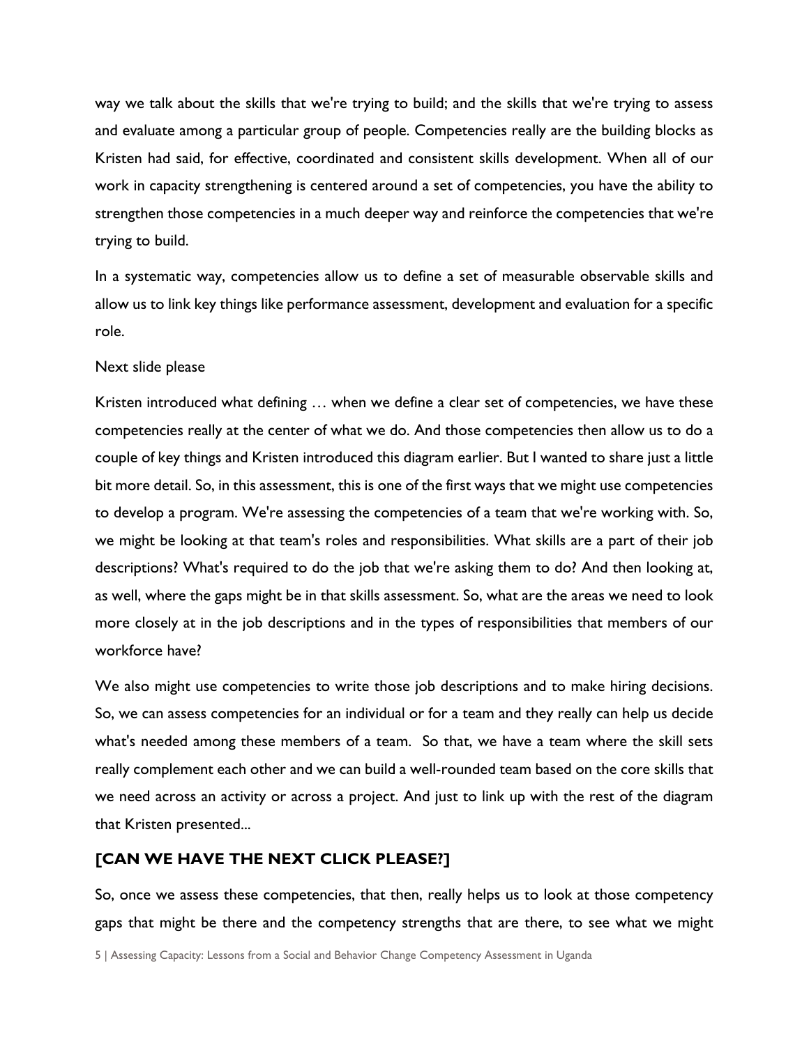way we talk about the skills that we're trying to build; and the skills that we're trying to assess and evaluate among a particular group of people. Competencies really are the building blocks as Kristen had said, for effective, coordinated and consistent skills development. When all of our work in capacity strengthening is centered around a set of competencies, you have the ability to strengthen those competencies in a much deeper way and reinforce the competencies that we're trying to build.

In a systematic way, competencies allow us to define a set of measurable observable skills and allow us to link key things like performance assessment, development and evaluation for a specific role.

Next slide please

Kristen introduced what defining … when we define a clear set of competencies, we have these competencies really at the center of what we do. And those competencies then allow us to do a couple of key things and Kristen introduced this diagram earlier. But I wanted to share just a little bit more detail. So, in this assessment, this is one of the first ways that we might use competencies to develop a program. We're assessing the competencies of a team that we're working with. So, we might be looking at that team's roles and responsibilities. What skills are a part of their job descriptions? What's required to do the job that we're asking them to do? And then looking at, as well, where the gaps might be in that skills assessment. So, what are the areas we need to look more closely at in the job descriptions and in the types of responsibilities that members of our workforce have?

We also might use competencies to write those job descriptions and to make hiring decisions. So, we can assess competencies for an individual or for a team and they really can help us decide what's needed among these members of a team. So that, we have a team where the skill sets really complement each other and we can build a well-rounded team based on the core skills that we need across an activity or across a project. And just to link up with the rest of the diagram that Kristen presented...

**[CAN WE HAVE THE NEXT CLICK PLEASE?]**

So, once we assess these competencies, that then, really helps us to look at those competency gaps that might be there and the competency strengths that are there, to see what we might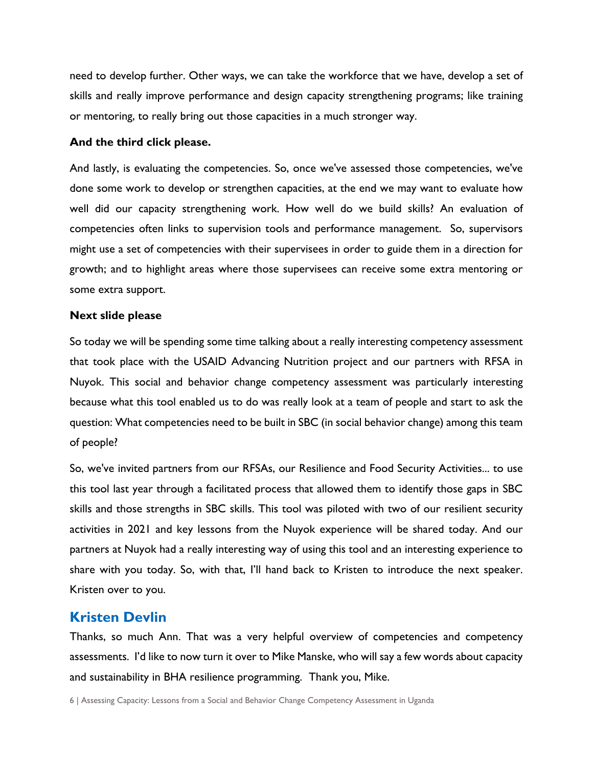need to develop further. Other ways, we can take the workforce that we have, develop a set of skills and really improve performance and design capacity strengthening programs; like training or mentoring, to really bring out those capacities in a much stronger way.

**And the third click please.**

And lastly, is evaluating the competencies. So, once we've assessed those competencies, we've done some work to develop or strengthen capacities, at the end we may want to evaluate how well did our capacity strengthening work. How well do we build skills? An evaluation of competencies often links to supervision tools and performance management. So, supervisors might use a set of competencies with their supervisees in order to guide them in a direction for growth; and to highlight areas where those supervisees can receive some extra mentoring or some extra support.

**Next slide please**

So today we will be spending some time talking about a really interesting competency assessment that took place with the USAID Advancing Nutrition project and our partners with RFSA in Nuyok. This social and behavior change competency assessment was particularly interesting because what this tool enabled us to do was really look at a team of people and start to ask the question: What competencies need to be built in SBC (in social behavior change) among this team of people?

So, we've invited partners from our RFSAs, our Resilience and Food Security Activities... to use this tool last year through a facilitated process that allowed them to identify those gaps in SBC skills and those strengths in SBC skills. This tool was piloted with two of our resilient security activities in 2021 and key lessons from the Nuyok experience will be shared today. And our partners at Nuyok had a really interesting way of using this tool and an interesting experience to share with you today. So, with that, I'll hand back to Kristen to introduce the next speaker. Kristen over to you.

## Kristen Devlin

Thanks, so much Ann. That was a very helpful overview of competencies and competency assessments. I'd like to now turn it over to Mike Manske, who will say a few words about capacity and sustainability in BHA resilience programming. Thank you, Mike.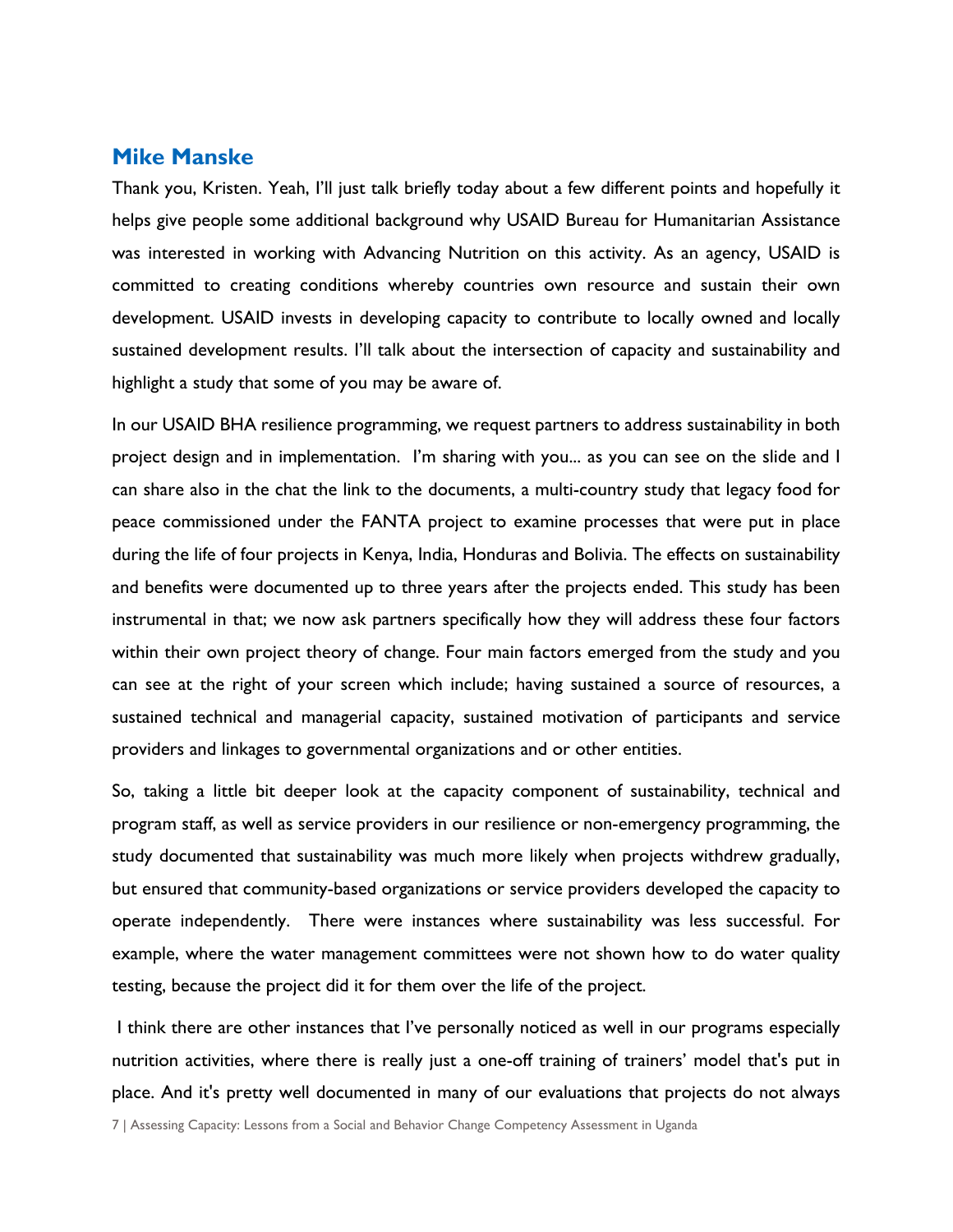## Mike Manske

Thank you, Kristen. Yeah, I'll just talk briefly today about a few different points and hopefully it helps give people some additional background why USAID Bureau for Humanitarian Assistance was interested in working with Advancing Nutrition on this activity. As an agency, USAID is committed to creating conditions whereby countries own resource and sustain their own development. USAID invests in developing capacity to contribute to locally owned and locally sustained development results. I'll talk about the intersection of capacity and sustainability and highlight a study that some of you may be aware of.

In our USAID BHA resilience programming, we request partners to address sustainability in both project design and in implementation. I'm sharing with you... as you can see on the slide and I can share also in the chat the link to the documents, a multi-country study that legacy food for peace commissioned under the FANTA project to examine processes that were put in place during the life of four projects in Kenya, India, Honduras and Bolivia. The effects on sustainability and benefits were documented up to three years after the projects ended. This study has been instrumental in that; we now ask partners specifically how they will address these four factors within their own project theory of change. Four main factors emerged from the study and you can see at the right of your screen which include; having sustained a source of resources, a sustained technical and managerial capacity, sustained motivation of participants and service providers and linkages to governmental organizations and or other entities.

So, taking a little bit deeper look at the capacity component of sustainability, technical and program staff, as well as service providers in our resilience or non-emergency programming, the study documented that sustainability was much more likely when projects withdrew gradually, but ensured that community-based organizations or service providers developed the capacity to operate independently. There were instances where sustainability was less successful. For example, where the water management committees were not shown how to do water quality testing, because the project did it for them over the life of the project.

I think there are other instances that I've personally noticed as well in our programs especially nutrition activities, where there is really just a one-off training of trainers' model that's put in place. And it's pretty well documented in many of our evaluations that projects do not always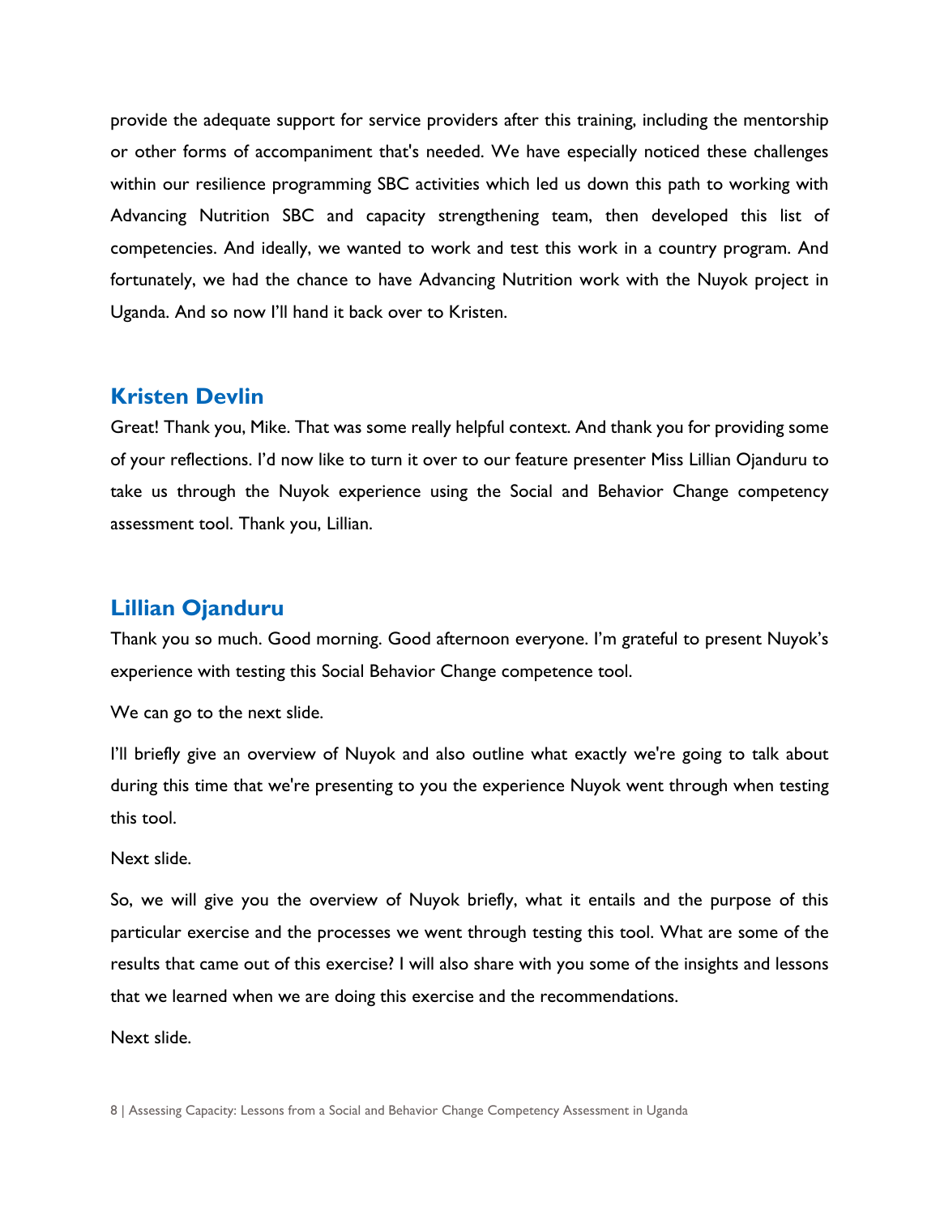provide the adequate support for service providers after this training, including the mentorship or other forms of accompaniment that's needed. We have especially noticed these challenges within our resilience programming SBC activities which led us down this path to working with Advancing Nutrition SBC and capacity strengthening team, then developed this list of competencies. And ideally, we wanted to work and test this work in a country program. And fortunately, we had the chance to have Advancing Nutrition work with the Nuyok project in Uganda. And so now I'll hand it back over to Kristen.

## Kristen Devlin

Great! Thank you, Mike. That was some really helpful context. And thank you for providing some of your reflections. I'd now like to turn it over to our feature presenter Miss Lillian Ojanduru to take us through the Nuyok experience using the Social and Behavior Change competency assessment tool. Thank you, Lillian.

## Lillian Ojanduru

Thank you so much. Good morning. Good afternoon everyone. I'm grateful to present Nuyok's experience with testing this Social Behavior Change competence tool.

We can go to the next slide.

I'll briefly give an overview of Nuyok and also outline what exactly we're going to talk about during this time that we're presenting to you the experience Nuyok went through when testing this tool.

Next slide.

So, we will give you the overview of Nuyok briefly, what it entails and the purpose of this particular exercise and the processes we went through testing this tool. What are some of the results that came out of this exercise? I will also share with you some of the insights and lessons that we learned when we are doing this exercise and the recommendations.

Next slide.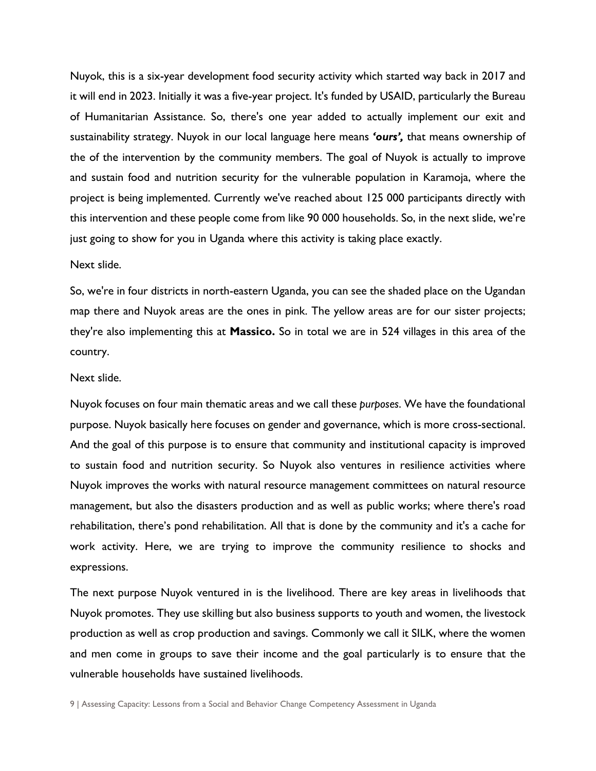Nuyok, this is a six-year development food security activity which started way back in 2017 and it will end in 2023. Initially it was a five-year project. It's funded by USAID, particularly the Bureau of Humanitarian Assistance. So, there's one year added to actually implement our exit and sustainability strategy. Nuyok in our local language here means ***'ours',*** that means ownership of the of the intervention by the community members. The goal of Nuyok is actually to improve and sustain food and nutrition security for the vulnerable population in Karamoja, where the project is being implemented. Currently we've reached about 125 000 participants directly with this intervention and these people come from like 90 000 households. So, in the next slide, we're just going to show for you in Uganda where this activity is taking place exactly.

Next slide.

So, we're in four districts in north-eastern Uganda, you can see the shaded place on the Ugandan map there and Nuyok areas are the ones in pink. The yellow areas are for our sister projects; they're also implementing this at **Massico.** So in total we are in 524 villages in this area of the country.

Next slide.

Nuyok focuses on four main thematic areas and we call these *purposes*. We have the foundational purpose. Nuyok basically here focuses on gender and governance, which is more cross-sectional. And the goal of this purpose is to ensure that community and institutional capacity is improved to sustain food and nutrition security. So Nuyok also ventures in resilience activities where Nuyok improves the works with natural resource management committees on natural resource management, but also the disasters production and as well as public works; where there's road rehabilitation, there's pond rehabilitation. All that is done by the community and it's a cache for work activity. Here, we are trying to improve the community resilience to shocks and expressions.

The next purpose Nuyok ventured in is the livelihood. There are key areas in livelihoods that Nuyok promotes. They use skilling but also business supports to youth and women, the livestock production as well as crop production and savings. Commonly we call it SILK, where the women and men come in groups to save their income and the goal particularly is to ensure that the vulnerable households have sustained livelihoods.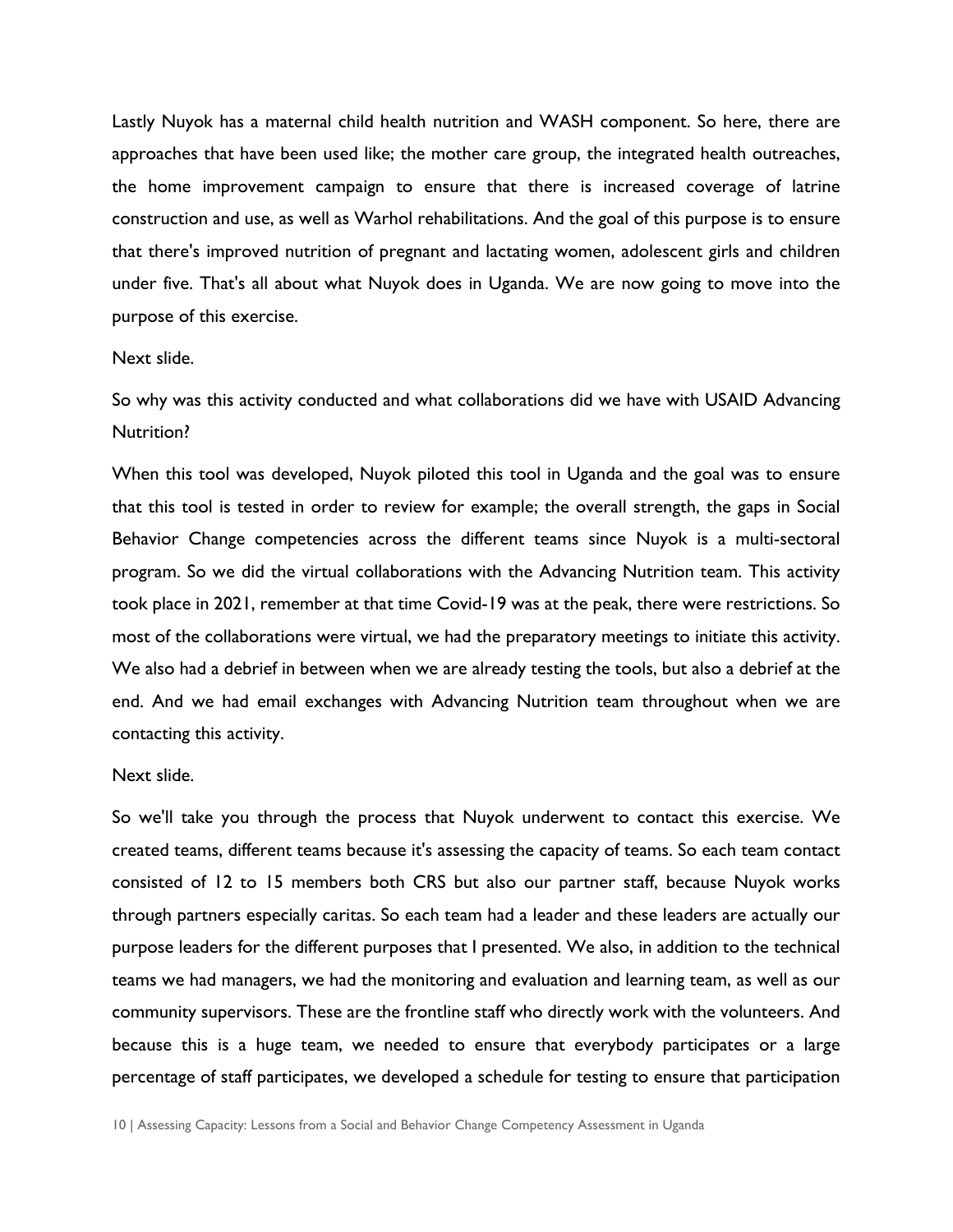Lastly Nuyok has a maternal child health nutrition and WASH component. So here, there are approaches that have been used like; the mother care group, the integrated health outreaches, the home improvement campaign to ensure that there is increased coverage of latrine construction and use, as well as Warhol rehabilitations. And the goal of this purpose is to ensure that there's improved nutrition of pregnant and lactating women, adolescent girls and children under five. That's all about what Nuyok does in Uganda. We are now going to move into the purpose of this exercise.

Next slide.

So why was this activity conducted and what collaborations did we have with USAID Advancing Nutrition?

When this tool was developed, Nuyok piloted this tool in Uganda and the goal was to ensure that this tool is tested in order to review for example; the overall strength, the gaps in Social Behavior Change competencies across the different teams since Nuyok is a multi-sectoral program. So we did the virtual collaborations with the Advancing Nutrition team. This activity took place in 2021, remember at that time Covid-19 was at the peak, there were restrictions. So most of the collaborations were virtual, we had the preparatory meetings to initiate this activity. We also had a debrief in between when we are already testing the tools, but also a debrief at the end. And we had email exchanges with Advancing Nutrition team throughout when we are contacting this activity.

Next slide.

So we'll take you through the process that Nuyok underwent to contact this exercise. We created teams, different teams because it's assessing the capacity of teams. So each team contact consisted of 12 to 15 members both CRS but also our partner staff, because Nuyok works through partners especially caritas. So each team had a leader and these leaders are actually our purpose leaders for the different purposes that I presented. We also, in addition to the technical teams we had managers, we had the monitoring and evaluation and learning team, as well as our community supervisors. These are the frontline staff who directly work with the volunteers. And because this is a huge team, we needed to ensure that everybody participates or a large percentage of staff participates, we developed a schedule for testing to ensure that participation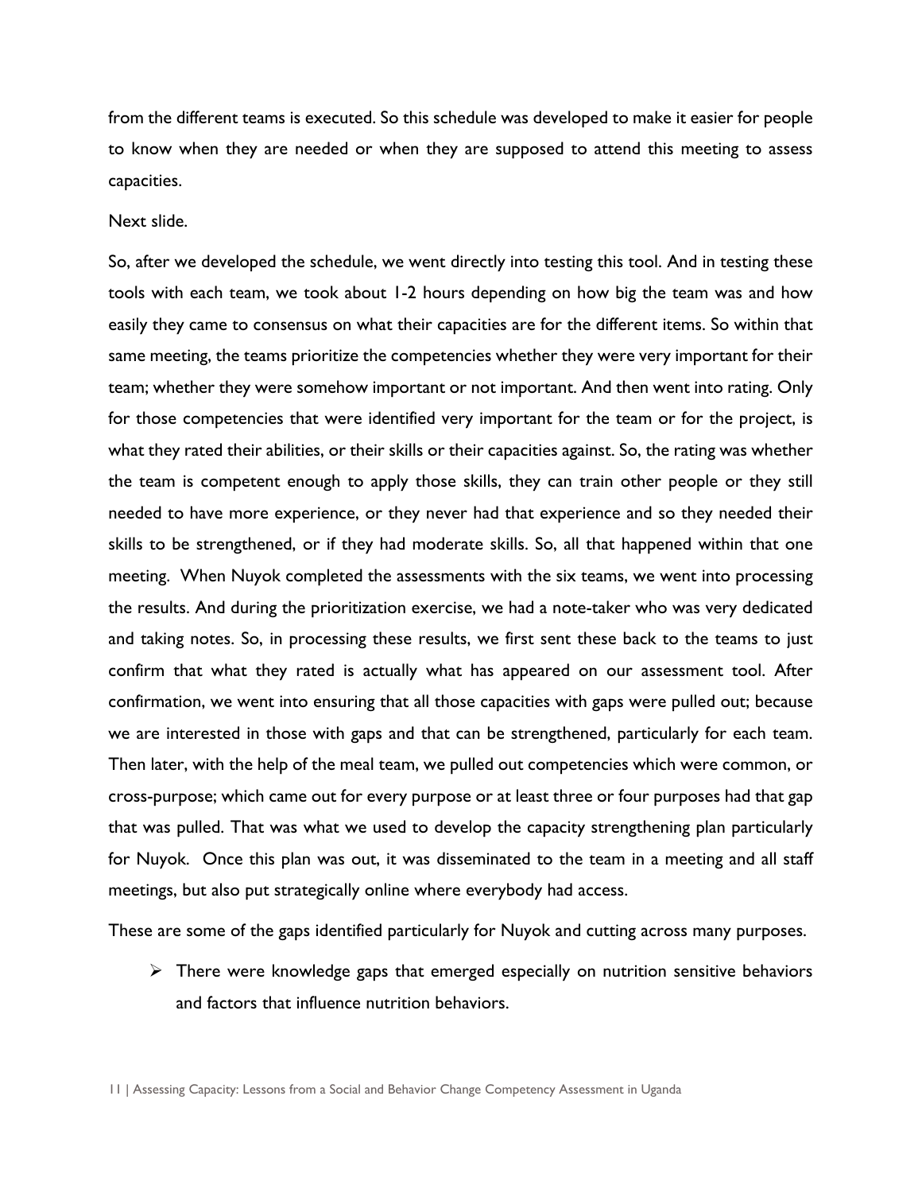from the different teams is executed. So this schedule was developed to make it easier for people to know when they are needed or when they are supposed to attend this meeting to assess capacities.

Next slide.

So, after we developed the schedule, we went directly into testing this tool. And in testing these tools with each team, we took about 1-2 hours depending on how big the team was and how easily they came to consensus on what their capacities are for the different items. So within that same meeting, the teams prioritize the competencies whether they were very important for their team; whether they were somehow important or not important. And then went into rating. Only for those competencies that were identified very important for the team or for the project, is what they rated their abilities, or their skills or their capacities against. So, the rating was whether the team is competent enough to apply those skills, they can train other people or they still needed to have more experience, or they never had that experience and so they needed their skills to be strengthened, or if they had moderate skills. So, all that happened within that one meeting. When Nuyok completed the assessments with the six teams, we went into processing the results. And during the prioritization exercise, we had a note-taker who was very dedicated and taking notes. So, in processing these results, we first sent these back to the teams to just confirm that what they rated is actually what has appeared on our assessment tool. After confirmation, we went into ensuring that all those capacities with gaps were pulled out; because we are interested in those with gaps and that can be strengthened, particularly for each team. Then later, with the help of the meal team, we pulled out competencies which were common, or cross-purpose; which came out for every purpose or at least three or four purposes had that gap that was pulled. That was what we used to develop the capacity strengthening plan particularly for Nuyok. Once this plan was out, it was disseminated to the team in a meeting and all staff meetings, but also put strategically online where everybody had access.

These are some of the gaps identified particularly for Nuyok and cutting across many purposes.

- There were knowledge gaps that emerged especially on nutrition sensitive behaviors and factors that influence nutrition behaviors.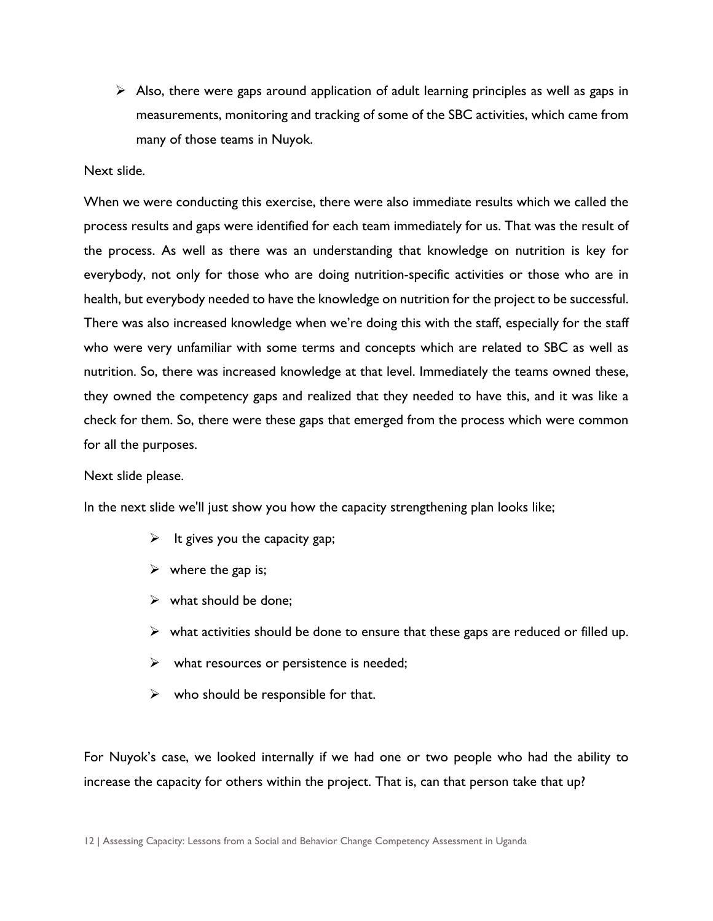- Also, there were gaps around application of adult learning principles as well as gaps in measurements, monitoring and tracking of some of the SBC activities, which came from many of those teams in Nuyok.

Next slide.

When we were conducting this exercise, there were also immediate results which we called the process results and gaps were identified for each team immediately for us. That was the result of the process. As well as there was an understanding that knowledge on nutrition is key for everybody, not only for those who are doing nutrition-specific activities or those who are in health, but everybody needed to have the knowledge on nutrition for the project to be successful. There was also increased knowledge when we're doing this with the staff, especially for the staff who were very unfamiliar with some terms and concepts which are related to SBC as well as nutrition. So, there was increased knowledge at that level. Immediately the teams owned these, they owned the competency gaps and realized that they needed to have this, and it was like a check for them. So, there were these gaps that emerged from the process which were common for all the purposes.

Next slide please.

In the next slide we'll just show you how the capacity strengthening plan looks like;

- It gives you the capacity gap;
- where the gap is;
- what should be done;
- what activities should be done to ensure that these gaps are reduced or filled up.
- what resources or persistence is needed;
- who should be responsible for that.

For Nuyok's case, we looked internally if we had one or two people who had the ability to increase the capacity for others within the project. That is, can that person take that up?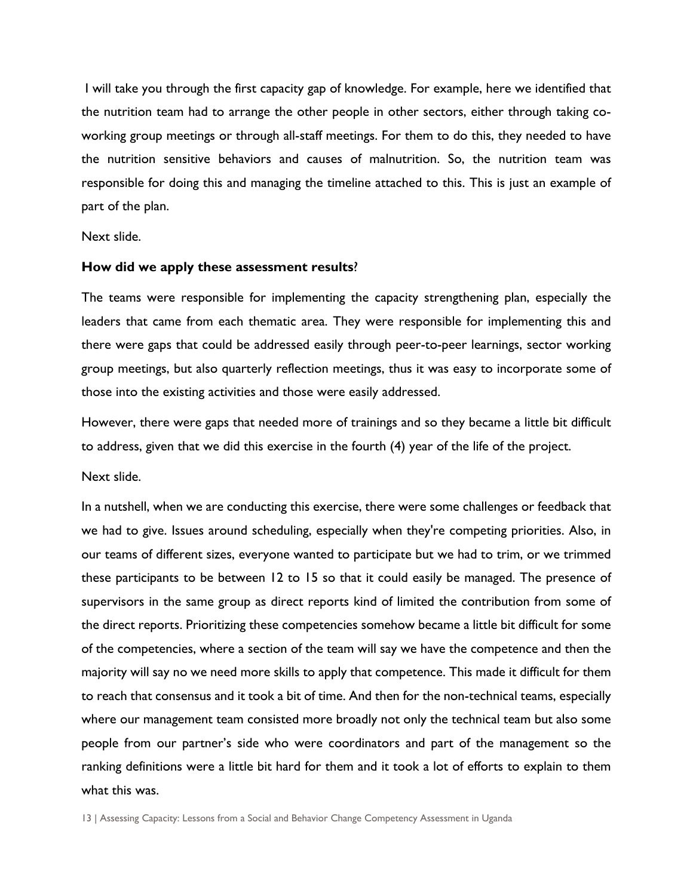I will take you through the first capacity gap of knowledge. For example, here we identified that the nutrition team had to arrange the other people in other sectors, either through taking co-working group meetings or through all-staff meetings. For them to do this, they needed to have the nutrition sensitive behaviors and causes of malnutrition. So, the nutrition team was responsible for doing this and managing the timeline attached to this. This is just an example of part of the plan.

Next slide.

**How did we apply these assessment results**?

The teams were responsible for implementing the capacity strengthening plan, especially the leaders that came from each thematic area. They were responsible for implementing this and there were gaps that could be addressed easily through peer-to-peer learnings, sector working group meetings, but also quarterly reflection meetings, thus it was easy to incorporate some of those into the existing activities and those were easily addressed.

However, there were gaps that needed more of trainings and so they became a little bit difficult to address, given that we did this exercise in the fourth (4) year of the life of the project.

Next slide.

In a nutshell, when we are conducting this exercise, there were some challenges or feedback that we had to give. Issues around scheduling, especially when they're competing priorities. Also, in our teams of different sizes, everyone wanted to participate but we had to trim, or we trimmed these participants to be between 12 to 15 so that it could easily be managed. The presence of supervisors in the same group as direct reports kind of limited the contribution from some of the direct reports. Prioritizing these competencies somehow became a little bit difficult for some of the competencies, where a section of the team will say we have the competence and then the majority will say no we need more skills to apply that competence. This made it difficult for them to reach that consensus and it took a bit of time. And then for the non-technical teams, especially where our management team consisted more broadly not only the technical team but also some people from our partner's side who were coordinators and part of the management so the ranking definitions were a little bit hard for them and it took a lot of efforts to explain to them what this was.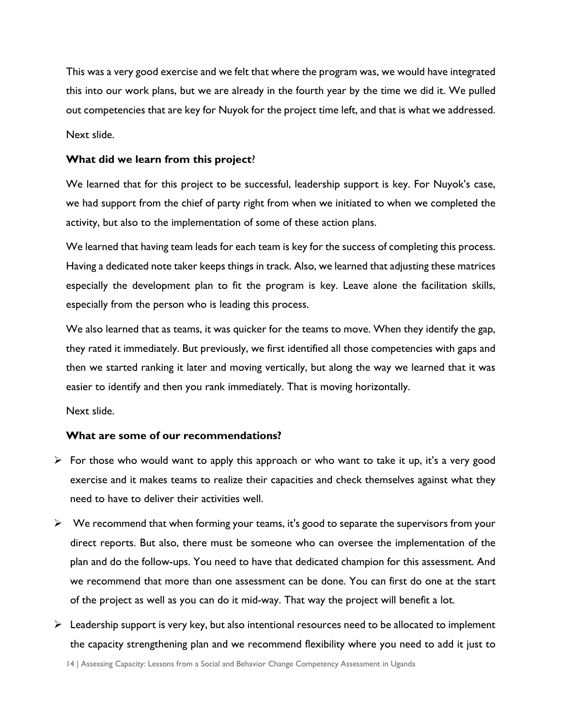This was a very good exercise and we felt that where the program was, we would have integrated this into our work plans, but we are already in the fourth year by the time we did it. We pulled out competencies that are key for Nuyok for the project time left, and that is what we addressed.

Next slide.

**What did we learn from this project**?

We learned that for this project to be successful, leadership support is key. For Nuyok's case, we had support from the chief of party right from when we initiated to when we completed the activity, but also to the implementation of some of these action plans.

We learned that having team leads for each team is key for the success of completing this process. Having a dedicated note taker keeps things in track. Also, we learned that adjusting these matrices especially the development plan to fit the program is key. Leave alone the facilitation skills, especially from the person who is leading this process.

We also learned that as teams, it was quicker for the teams to move. When they identify the gap, they rated it immediately. But previously, we first identified all those competencies with gaps and then we started ranking it later and moving vertically, but along the way we learned that it was easier to identify and then you rank immediately. That is moving horizontally.

Next slide.

**What are some of our recommendations?**

- For those who would want to apply this approach or who want to take it up, it's a very good exercise and it makes teams to realize their capacities and check themselves against what they need to have to deliver their activities well.
- We recommend that when forming your teams, it's good to separate the supervisors from your direct reports. But also, there must be someone who can oversee the implementation of the plan and do the follow-ups. You need to have that dedicated champion for this assessment. And we recommend that more than one assessment can be done. You can first do one at the start of the project as well as you can do it mid-way. That way the project will benefit a lot.
- Leadership support is very key, but also intentional resources need to be allocated to implement the capacity strengthening plan and we recommend flexibility where you need to add it just to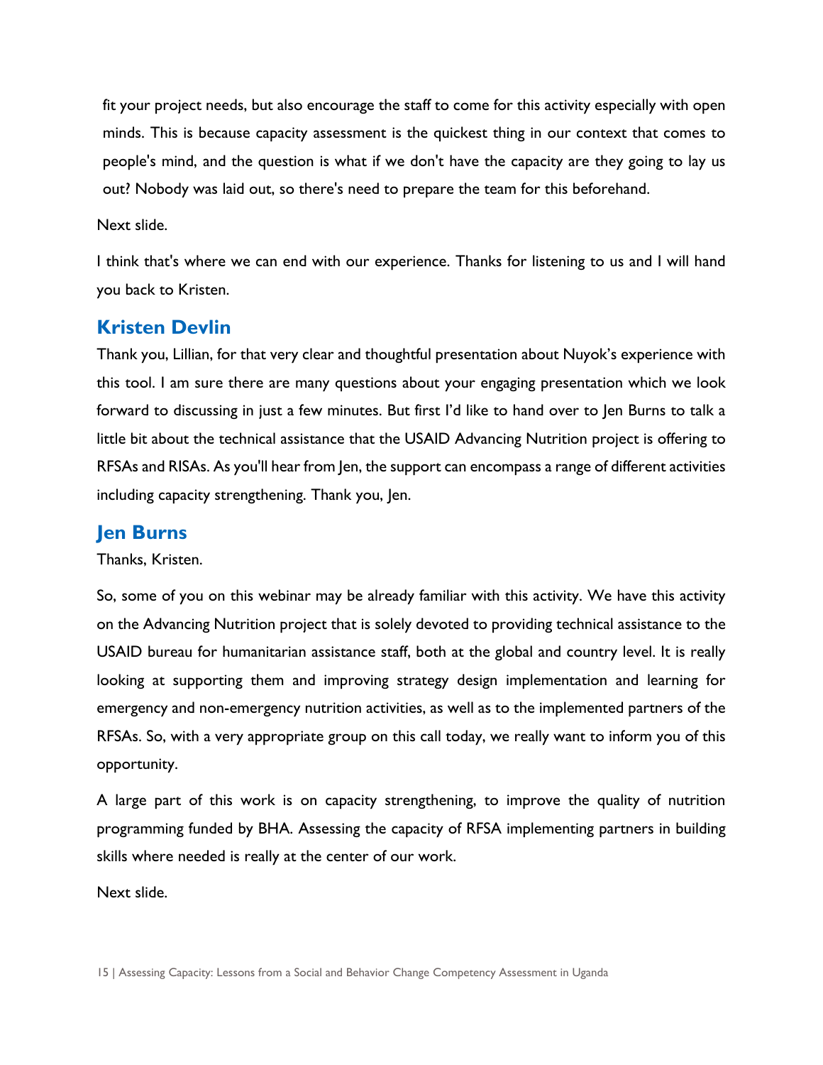fit your project needs, but also encourage the staff to come for this activity especially with open minds. This is because capacity assessment is the quickest thing in our context that comes to people's mind, and the question is what if we don't have the capacity are they going to lay us out? Nobody was laid out, so there's need to prepare the team for this beforehand.

Next slide.

I think that's where we can end with our experience. Thanks for listening to us and I will hand you back to Kristen.

### Kristen Devlin

Thank you, Lillian, for that very clear and thoughtful presentation about Nuyok's experience with this tool. I am sure there are many questions about your engaging presentation which we look forward to discussing in just a few minutes. But first I'd like to hand over to Jen Burns to talk a little bit about the technical assistance that the USAID Advancing Nutrition project is offering to RFSAs and RISAs. As you'll hear from Jen, the support can encompass a range of different activities including capacity strengthening. Thank you, Jen.

### Jen Burns

Thanks, Kristen.

So, some of you on this webinar may be already familiar with this activity. We have this activity on the Advancing Nutrition project that is solely devoted to providing technical assistance to the USAID bureau for humanitarian assistance staff, both at the global and country level. It is really looking at supporting them and improving strategy design implementation and learning for emergency and non-emergency nutrition activities, as well as to the implemented partners of the RFSAs. So, with a very appropriate group on this call today, we really want to inform you of this opportunity.

A large part of this work is on capacity strengthening, to improve the quality of nutrition programming funded by BHA. Assessing the capacity of RFSA implementing partners in building skills where needed is really at the center of our work.

Next slide.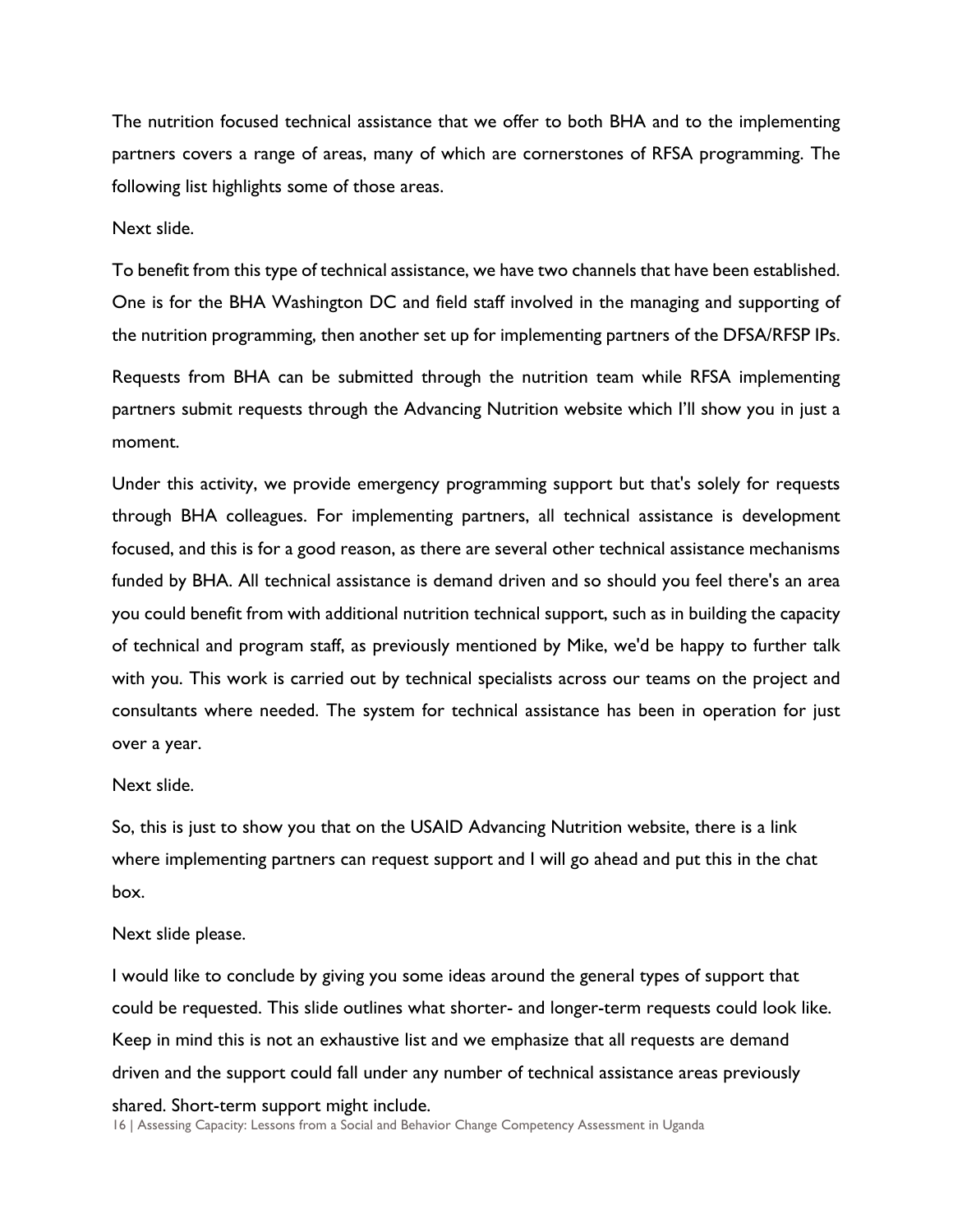The nutrition focused technical assistance that we offer to both BHA and to the implementing partners covers a range of areas, many of which are cornerstones of RFSA programming. The following list highlights some of those areas.

Next slide.

To benefit from this type of technical assistance, we have two channels that have been established. One is for the BHA Washington DC and field staff involved in the managing and supporting of the nutrition programming, then another set up for implementing partners of the DFSA/RFSP IPs.

Requests from BHA can be submitted through the nutrition team while RFSA implementing partners submit requests through the Advancing Nutrition website which I'll show you in just a moment.

Under this activity, we provide emergency programming support but that's solely for requests through BHA colleagues. For implementing partners, all technical assistance is development focused, and this is for a good reason, as there are several other technical assistance mechanisms funded by BHA. All technical assistance is demand driven and so should you feel there's an area you could benefit from with additional nutrition technical support, such as in building the capacity of technical and program staff, as previously mentioned by Mike, we'd be happy to further talk with you. This work is carried out by technical specialists across our teams on the project and consultants where needed. The system for technical assistance has been in operation for just over a year.

Next slide.

So, this is just to show you that on the USAID Advancing Nutrition website, there is a link where implementing partners can request support and I will go ahead and put this in the chat box.

Next slide please.

I would like to conclude by giving you some ideas around the general types of support that could be requested. This slide outlines what shorter- and longer-term requests could look like. Keep in mind this is not an exhaustive list and we emphasize that all requests are demand driven and the support could fall under any number of technical assistance areas previously shared. Short-term support might include.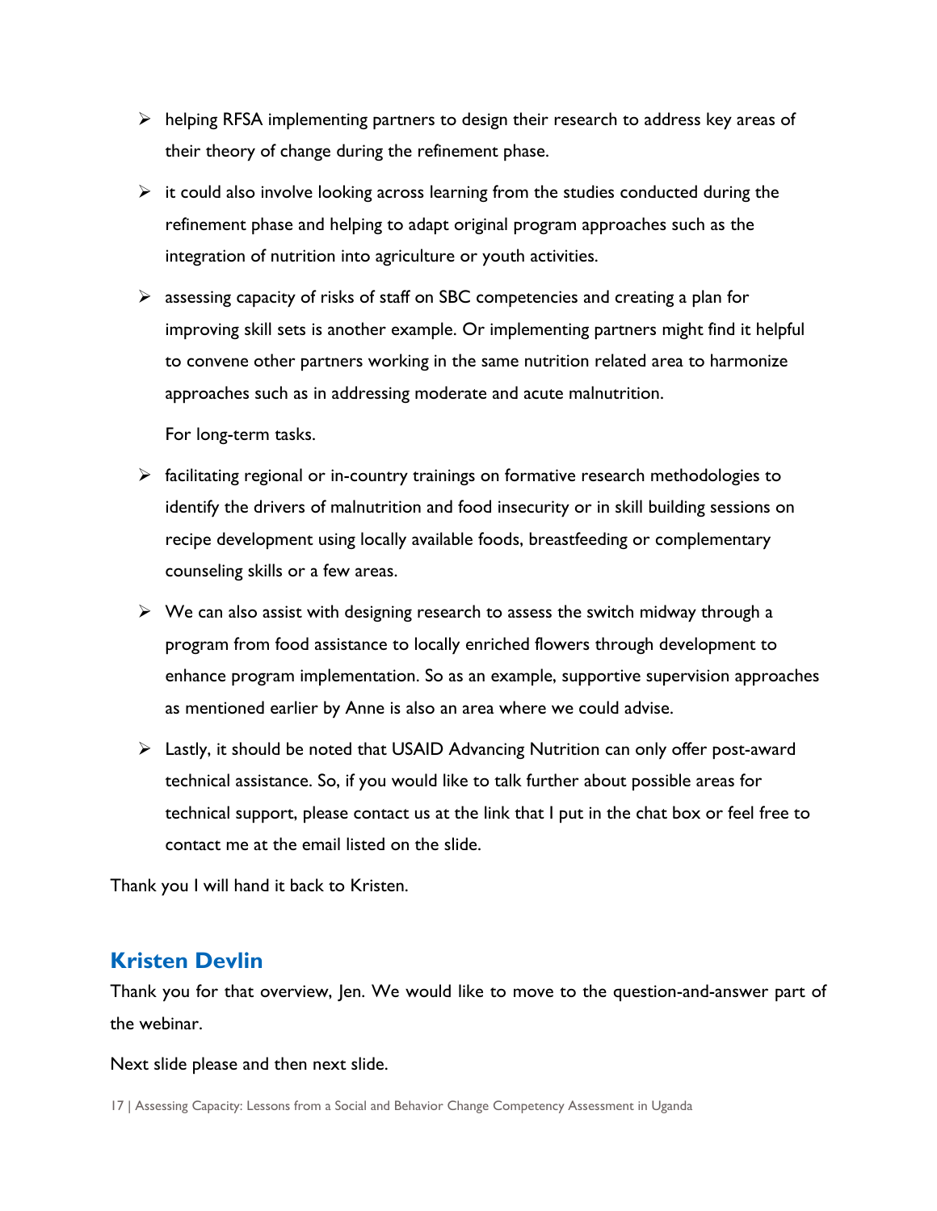- helping RFSA implementing partners to design their research to address key areas of their theory of change during the refinement phase.
- it could also involve looking across learning from the studies conducted during the refinement phase and helping to adapt original program approaches such as the integration of nutrition into agriculture or youth activities.
- assessing capacity of risks of staff on SBC competencies and creating a plan for improving skill sets is another example. Or implementing partners might find it helpful to convene other partners working in the same nutrition related area to harmonize approaches such as in addressing moderate and acute malnutrition.

  For long-term tasks.

- facilitating regional or in-country trainings on formative research methodologies to identify the drivers of malnutrition and food insecurity or in skill building sessions on recipe development using locally available foods, breastfeeding or complementary counseling skills or a few areas.
- We can also assist with designing research to assess the switch midway through a program from food assistance to locally enriched flowers through development to enhance program implementation. So as an example, supportive supervision approaches as mentioned earlier by Anne is also an area where we could advise.
- Lastly, it should be noted that USAID Advancing Nutrition can only offer post-award technical assistance. So, if you would like to talk further about possible areas for technical support, please contact us at the link that I put in the chat box or feel free to contact me at the email listed on the slide.

Thank you I will hand it back to Kristen.

## Kristen Devlin

Thank you for that overview, Jen. We would like to move to the question-and-answer part of the webinar.

Next slide please and then next slide.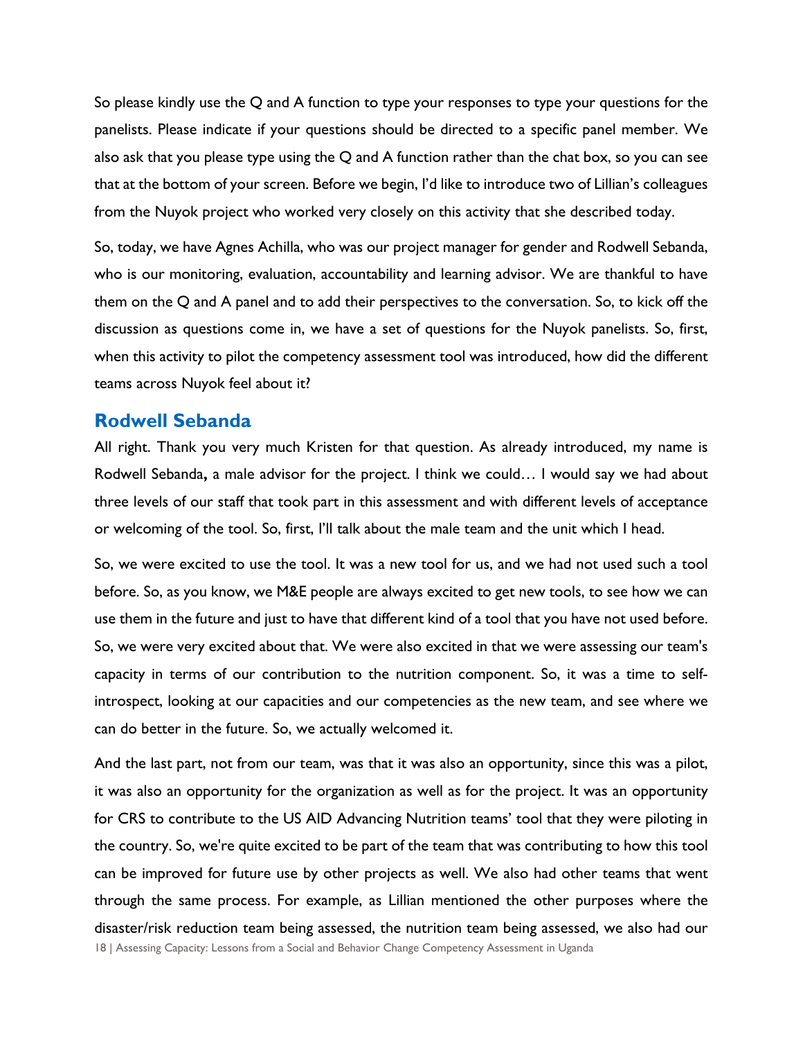So please kindly use the Q and A function to type your responses to type your questions for the panelists. Please indicate if your questions should be directed to a specific panel member. We also ask that you please type using the Q and A function rather than the chat box, so you can see that at the bottom of your screen. Before we begin, I'd like to introduce two of Lillian's colleagues from the Nuyok project who worked very closely on this activity that she described today.

So, today, we have Agnes Achilla, who was our project manager for gender and Rodwell Sebanda, who is our monitoring, evaluation, accountability and learning advisor. We are thankful to have them on the Q and A panel and to add their perspectives to the conversation. So, to kick off the discussion as questions come in, we have a set of questions for the Nuyok panelists. So, first, when this activity to pilot the competency assessment tool was introduced, how did the different teams across Nuyok feel about it?

## Rodwell Sebanda

All right. Thank you very much Kristen for that question. As already introduced, my name is Rodwell Sebanda**,** a male advisor for the project. I think we could… I would say we had about three levels of our staff that took part in this assessment and with different levels of acceptance or welcoming of the tool. So, first, I'll talk about the male team and the unit which I head.

So, we were excited to use the tool. It was a new tool for us, and we had not used such a tool before. So, as you know, we M&E people are always excited to get new tools, to see how we can use them in the future and just to have that different kind of a tool that you have not used before. So, we were very excited about that. We were also excited in that we were assessing our team's capacity in terms of our contribution to the nutrition component. So, it was a time to self-introspect, looking at our capacities and our competencies as the new team, and see where we can do better in the future. So, we actually welcomed it.

And the last part, not from our team, was that it was also an opportunity, since this was a pilot, it was also an opportunity for the organization as well as for the project. It was an opportunity for CRS to contribute to the US AID Advancing Nutrition teams' tool that they were piloting in the country. So, we're quite excited to be part of the team that was contributing to how this tool can be improved for future use by other projects as well. We also had other teams that went through the same process. For example, as Lillian mentioned the other purposes where the disaster/risk reduction team being assessed, the nutrition team being assessed, we also had our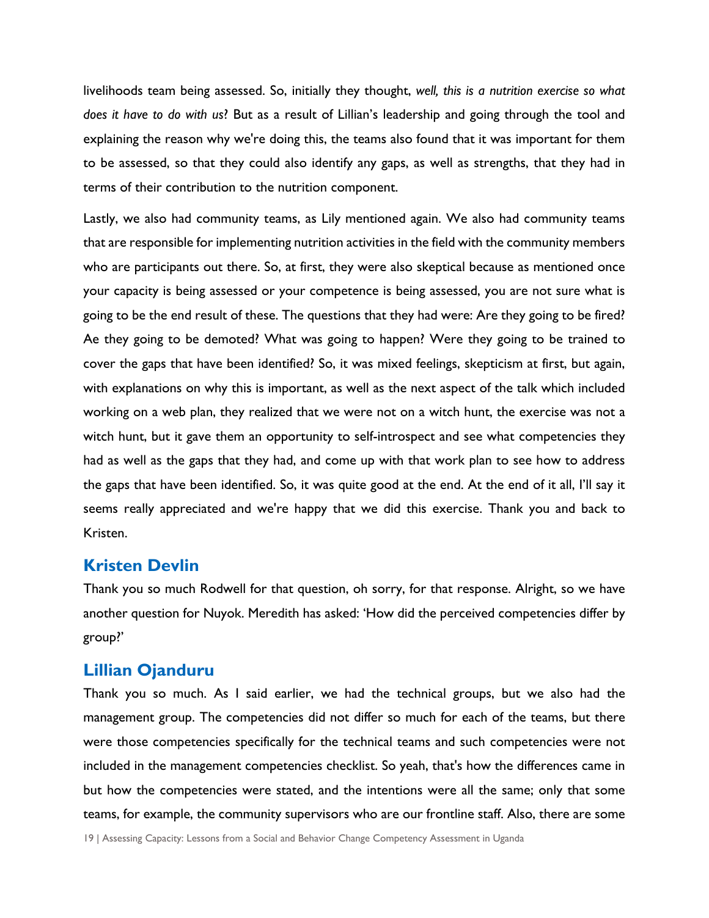livelihoods team being assessed. So, initially they thought, *well, this is a nutrition exercise so what does it have to do with us*? But as a result of Lillian's leadership and going through the tool and explaining the reason why we're doing this, the teams also found that it was important for them to be assessed, so that they could also identify any gaps, as well as strengths, that they had in terms of their contribution to the nutrition component.

Lastly, we also had community teams, as Lily mentioned again. We also had community teams that are responsible for implementing nutrition activities in the field with the community members who are participants out there. So, at first, they were also skeptical because as mentioned once your capacity is being assessed or your competence is being assessed, you are not sure what is going to be the end result of these. The questions that they had were: Are they going to be fired? Ae they going to be demoted? What was going to happen? Were they going to be trained to cover the gaps that have been identified? So, it was mixed feelings, skepticism at first, but again, with explanations on why this is important, as well as the next aspect of the talk which included working on a web plan, they realized that we were not on a witch hunt, the exercise was not a witch hunt, but it gave them an opportunity to self-introspect and see what competencies they had as well as the gaps that they had, and come up with that work plan to see how to address the gaps that have been identified. So, it was quite good at the end. At the end of it all, I'll say it seems really appreciated and we're happy that we did this exercise. Thank you and back to Kristen.

## Kristen Devlin

Thank you so much Rodwell for that question, oh sorry, for that response. Alright, so we have another question for Nuyok. Meredith has asked: 'How did the perceived competencies differ by group?'

## Lillian Ojanduru

Thank you so much. As I said earlier, we had the technical groups, but we also had the management group. The competencies did not differ so much for each of the teams, but there were those competencies specifically for the technical teams and such competencies were not included in the management competencies checklist. So yeah, that's how the differences came in but how the competencies were stated, and the intentions were all the same; only that some teams, for example, the community supervisors who are our frontline staff. Also, there are some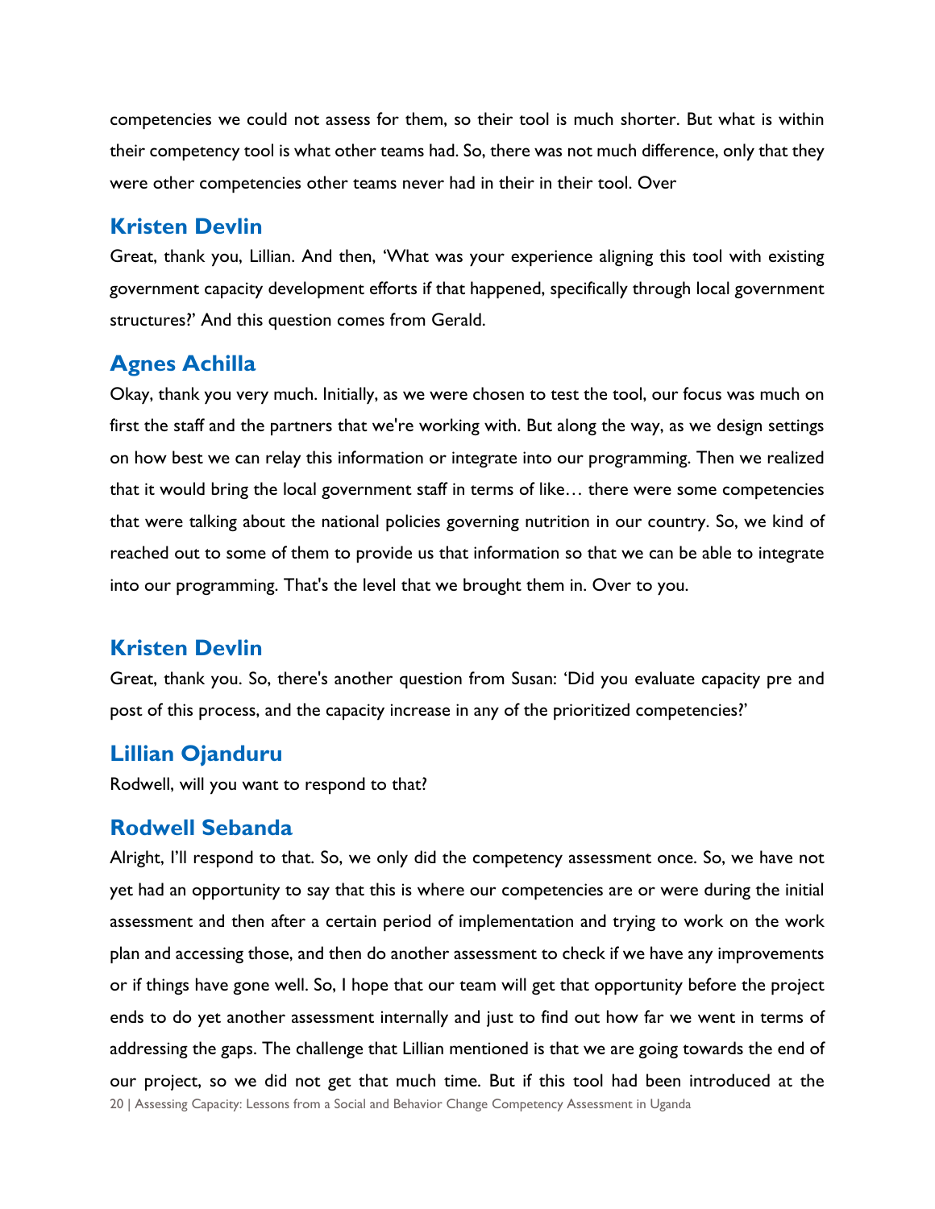competencies we could not assess for them, so their tool is much shorter. But what is within their competency tool is what other teams had. So, there was not much difference, only that they were other competencies other teams never had in their in their tool. Over

### Kristen Devlin

Great, thank you, Lillian. And then, 'What was your experience aligning this tool with existing government capacity development efforts if that happened, specifically through local government structures?' And this question comes from Gerald.

### Agnes Achilla

Okay, thank you very much. Initially, as we were chosen to test the tool, our focus was much on first the staff and the partners that we're working with. But along the way, as we design settings on how best we can relay this information or integrate into our programming. Then we realized that it would bring the local government staff in terms of like… there were some competencies that were talking about the national policies governing nutrition in our country. So, we kind of reached out to some of them to provide us that information so that we can be able to integrate into our programming. That's the level that we brought them in. Over to you.

### Kristen Devlin

Great, thank you. So, there's another question from Susan: 'Did you evaluate capacity pre and post of this process, and the capacity increase in any of the prioritized competencies?'

### Lillian Ojanduru

Rodwell, will you want to respond to that?

### Rodwell Sebanda

Alright, I'll respond to that. So, we only did the competency assessment once. So, we have not yet had an opportunity to say that this is where our competencies are or were during the initial assessment and then after a certain period of implementation and trying to work on the work plan and accessing those, and then do another assessment to check if we have any improvements or if things have gone well. So, I hope that our team will get that opportunity before the project ends to do yet another assessment internally and just to find out how far we went in terms of addressing the gaps. The challenge that Lillian mentioned is that we are going towards the end of our project, so we did not get that much time. But if this tool had been introduced at the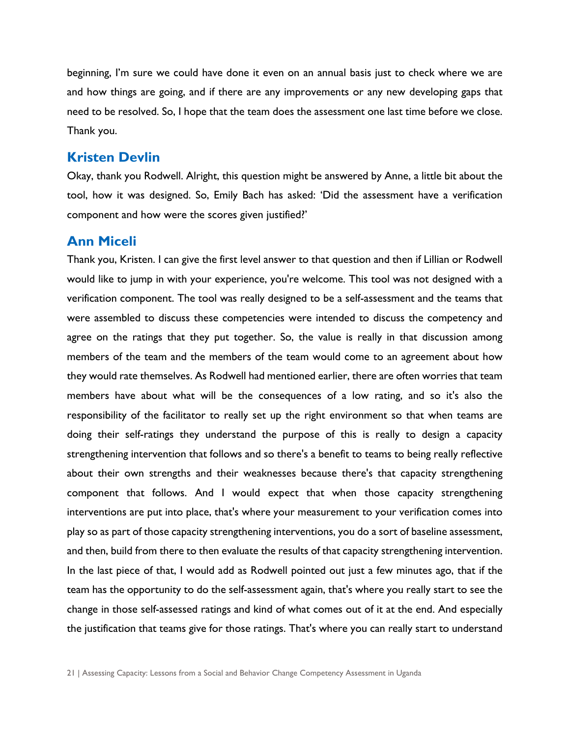beginning, I'm sure we could have done it even on an annual basis just to check where we are and how things are going, and if there are any improvements or any new developing gaps that need to be resolved. So, I hope that the team does the assessment one last time before we close. Thank you.

### Kristen Devlin

Okay, thank you Rodwell. Alright, this question might be answered by Anne, a little bit about the tool, how it was designed. So, Emily Bach has asked: 'Did the assessment have a verification component and how were the scores given justified?'

### Ann Miceli

Thank you, Kristen. I can give the first level answer to that question and then if Lillian or Rodwell would like to jump in with your experience, you're welcome. This tool was not designed with a verification component. The tool was really designed to be a self-assessment and the teams that were assembled to discuss these competencies were intended to discuss the competency and agree on the ratings that they put together. So, the value is really in that discussion among members of the team and the members of the team would come to an agreement about how they would rate themselves. As Rodwell had mentioned earlier, there are often worries that team members have about what will be the consequences of a low rating, and so it's also the responsibility of the facilitator to really set up the right environment so that when teams are doing their self-ratings they understand the purpose of this is really to design a capacity strengthening intervention that follows and so there's a benefit to teams to being really reflective about their own strengths and their weaknesses because there's that capacity strengthening component that follows. And I would expect that when those capacity strengthening interventions are put into place, that's where your measurement to your verification comes into play so as part of those capacity strengthening interventions, you do a sort of baseline assessment, and then, build from there to then evaluate the results of that capacity strengthening intervention. In the last piece of that, I would add as Rodwell pointed out just a few minutes ago, that if the team has the opportunity to do the self-assessment again, that's where you really start to see the change in those self-assessed ratings and kind of what comes out of it at the end. And especially the justification that teams give for those ratings. That's where you can really start to understand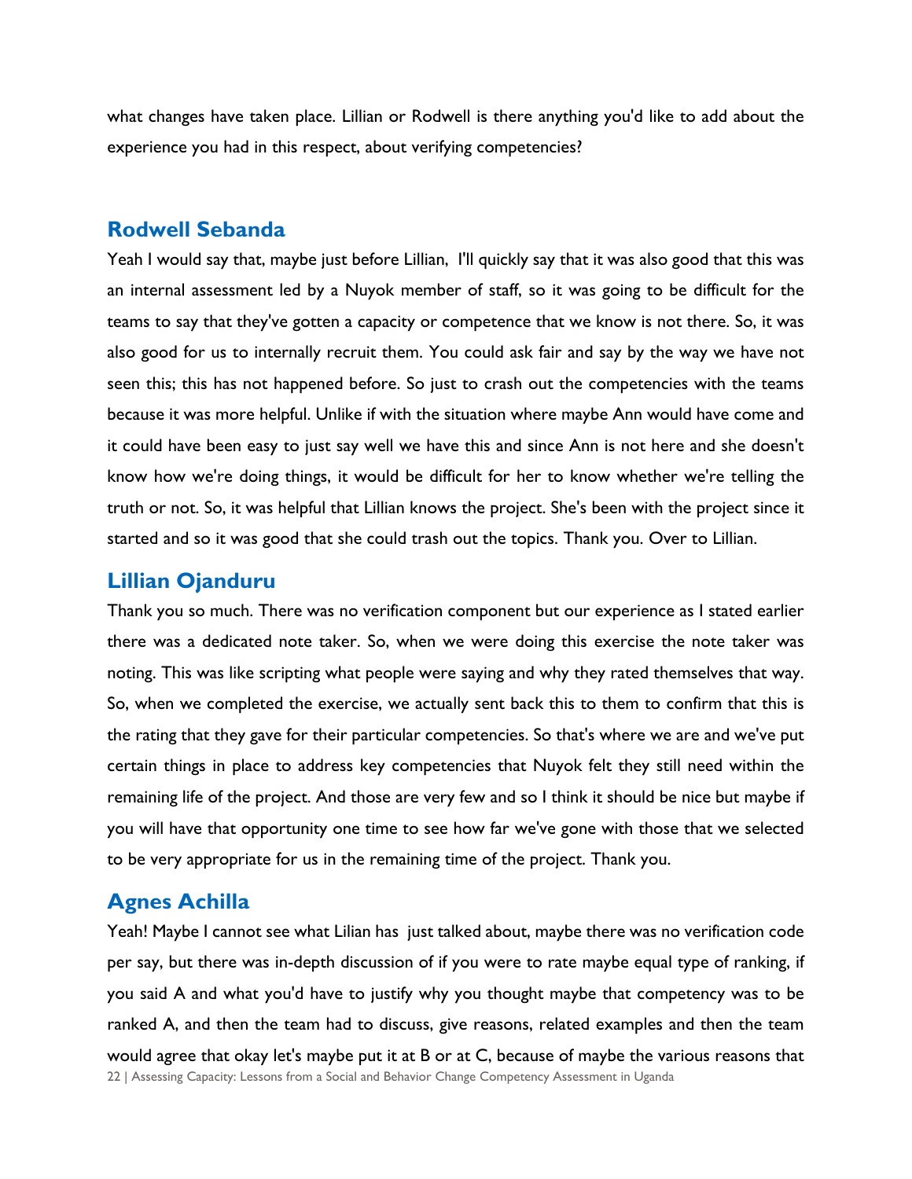what changes have taken place. Lillian or Rodwell is there anything you'd like to add about the experience you had in this respect, about verifying competencies?

## Rodwell Sebanda

Yeah I would say that, maybe just before Lillian, I'll quickly say that it was also good that this was an internal assessment led by a Nuyok member of staff, so it was going to be difficult for the teams to say that they've gotten a capacity or competence that we know is not there. So, it was also good for us to internally recruit them. You could ask fair and say by the way we have not seen this; this has not happened before. So just to crash out the competencies with the teams because it was more helpful. Unlike if with the situation where maybe Ann would have come and it could have been easy to just say well we have this and since Ann is not here and she doesn't know how we're doing things, it would be difficult for her to know whether we're telling the truth or not. So, it was helpful that Lillian knows the project. She's been with the project since it started and so it was good that she could trash out the topics. Thank you. Over to Lillian.

## Lillian Ojanduru

Thank you so much. There was no verification component but our experience as I stated earlier there was a dedicated note taker. So, when we were doing this exercise the note taker was noting. This was like scripting what people were saying and why they rated themselves that way. So, when we completed the exercise, we actually sent back this to them to confirm that this is the rating that they gave for their particular competencies. So that's where we are and we've put certain things in place to address key competencies that Nuyok felt they still need within the remaining life of the project. And those are very few and so I think it should be nice but maybe if you will have that opportunity one time to see how far we've gone with those that we selected to be very appropriate for us in the remaining time of the project. Thank you.

## Agnes Achilla

Yeah! Maybe I cannot see what Lilian has just talked about, maybe there was no verification code per say, but there was in-depth discussion of if you were to rate maybe equal type of ranking, if you said A and what you'd have to justify why you thought maybe that competency was to be ranked A, and then the team had to discuss, give reasons, related examples and then the team would agree that okay let's maybe put it at B or at C, because of maybe the various reasons that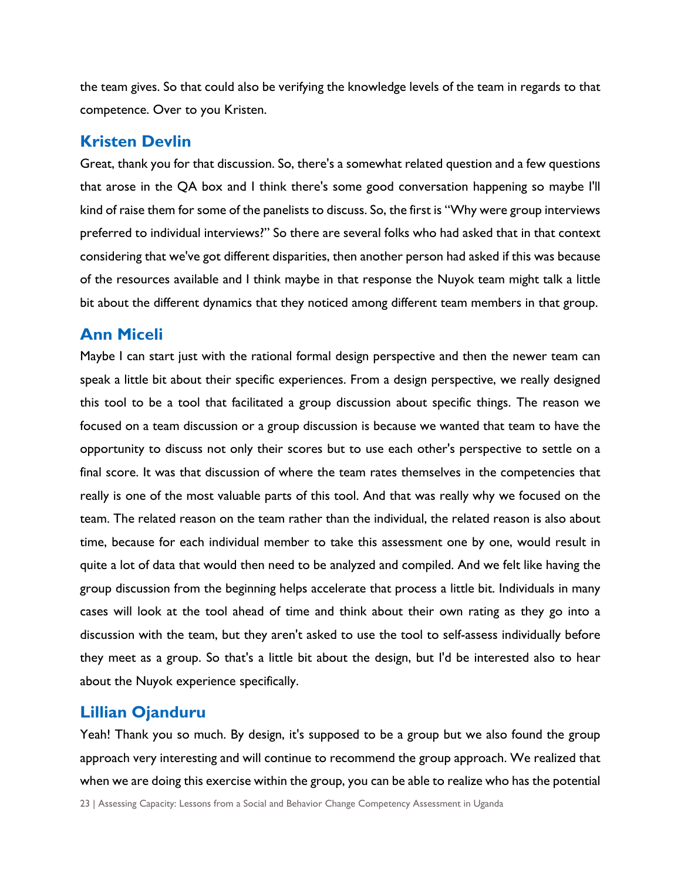the team gives. So that could also be verifying the knowledge levels of the team in regards to that competence. Over to you Kristen.

### Kristen Devlin

Great, thank you for that discussion. So, there's a somewhat related question and a few questions that arose in the QA box and I think there's some good conversation happening so maybe I'll kind of raise them for some of the panelists to discuss. So, the first is "Why were group interviews preferred to individual interviews?" So there are several folks who had asked that in that context considering that we've got different disparities, then another person had asked if this was because of the resources available and I think maybe in that response the Nuyok team might talk a little bit about the different dynamics that they noticed among different team members in that group.

### Ann Miceli

Maybe I can start just with the rational formal design perspective and then the newer team can speak a little bit about their specific experiences. From a design perspective, we really designed this tool to be a tool that facilitated a group discussion about specific things. The reason we focused on a team discussion or a group discussion is because we wanted that team to have the opportunity to discuss not only their scores but to use each other's perspective to settle on a final score. It was that discussion of where the team rates themselves in the competencies that really is one of the most valuable parts of this tool. And that was really why we focused on the team. The related reason on the team rather than the individual, the related reason is also about time, because for each individual member to take this assessment one by one, would result in quite a lot of data that would then need to be analyzed and compiled. And we felt like having the group discussion from the beginning helps accelerate that process a little bit. Individuals in many cases will look at the tool ahead of time and think about their own rating as they go into a discussion with the team, but they aren't asked to use the tool to self-assess individually before they meet as a group. So that's a little bit about the design, but I'd be interested also to hear about the Nuyok experience specifically.

### Lillian Ojanduru

Yeah! Thank you so much. By design, it's supposed to be a group but we also found the group approach very interesting and will continue to recommend the group approach. We realized that when we are doing this exercise within the group, you can be able to realize who has the potential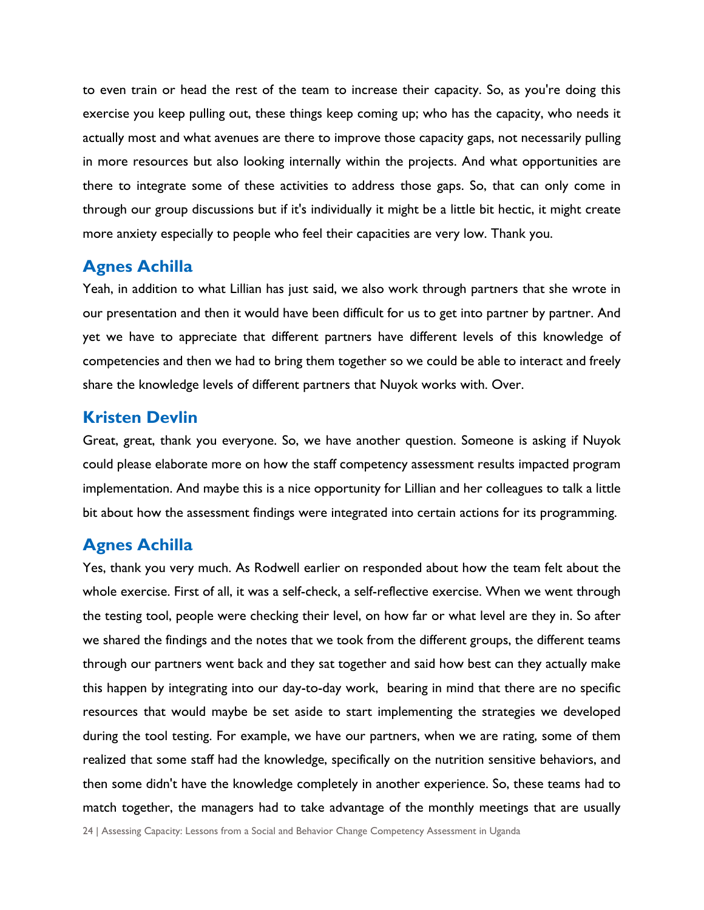to even train or head the rest of the team to increase their capacity. So, as you're doing this exercise you keep pulling out, these things keep coming up; who has the capacity, who needs it actually most and what avenues are there to improve those capacity gaps, not necessarily pulling in more resources but also looking internally within the projects. And what opportunities are there to integrate some of these activities to address those gaps. So, that can only come in through our group discussions but if it's individually it might be a little bit hectic, it might create more anxiety especially to people who feel their capacities are very low. Thank you.

### Agnes Achilla

Yeah, in addition to what Lillian has just said, we also work through partners that she wrote in our presentation and then it would have been difficult for us to get into partner by partner. And yet we have to appreciate that different partners have different levels of this knowledge of competencies and then we had to bring them together so we could be able to interact and freely share the knowledge levels of different partners that Nuyok works with. Over.

### Kristen Devlin

Great, great, thank you everyone. So, we have another question. Someone is asking if Nuyok could please elaborate more on how the staff competency assessment results impacted program implementation. And maybe this is a nice opportunity for Lillian and her colleagues to talk a little bit about how the assessment findings were integrated into certain actions for its programming.

### Agnes Achilla

Yes, thank you very much. As Rodwell earlier on responded about how the team felt about the whole exercise. First of all, it was a self-check, a self-reflective exercise. When we went through the testing tool, people were checking their level, on how far or what level are they in. So after we shared the findings and the notes that we took from the different groups, the different teams through our partners went back and they sat together and said how best can they actually make this happen by integrating into our day-to-day work, bearing in mind that there are no specific resources that would maybe be set aside to start implementing the strategies we developed during the tool testing. For example, we have our partners, when we are rating, some of them realized that some staff had the knowledge, specifically on the nutrition sensitive behaviors, and then some didn't have the knowledge completely in another experience. So, these teams had to match together, the managers had to take advantage of the monthly meetings that are usually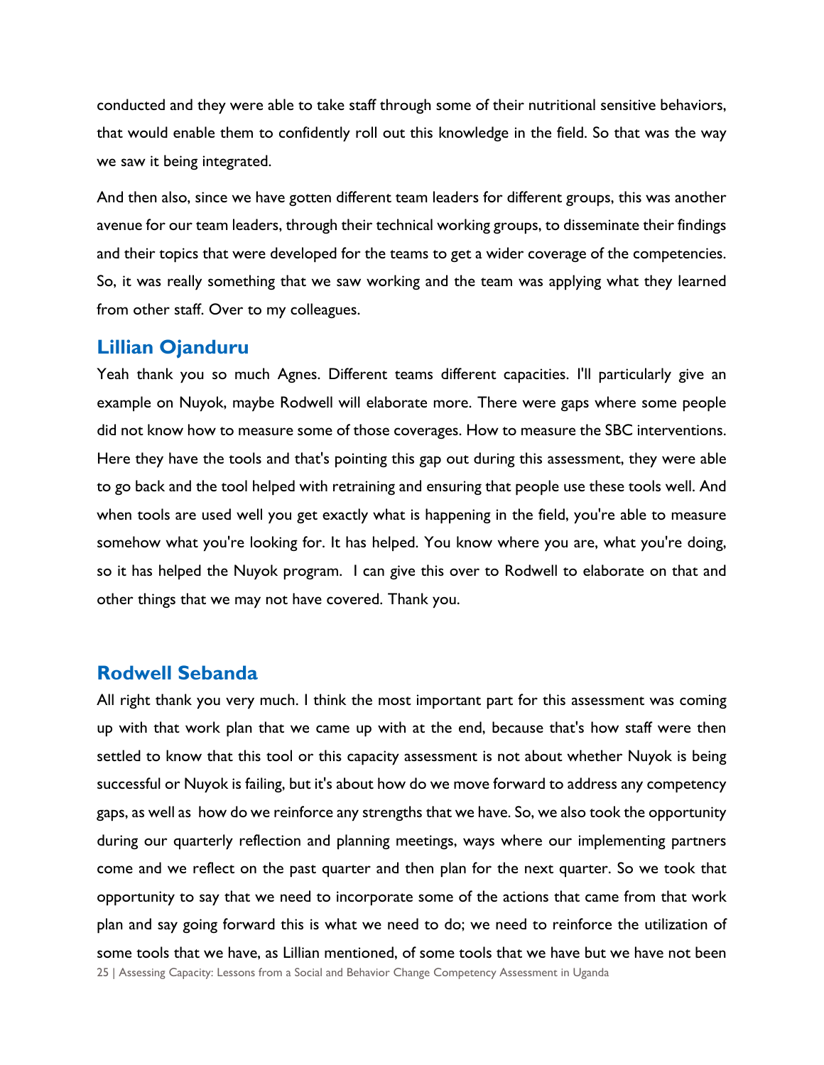conducted and they were able to take staff through some of their nutritional sensitive behaviors, that would enable them to confidently roll out this knowledge in the field. So that was the way we saw it being integrated.

And then also, since we have gotten different team leaders for different groups, this was another avenue for our team leaders, through their technical working groups, to disseminate their findings and their topics that were developed for the teams to get a wider coverage of the competencies. So, it was really something that we saw working and the team was applying what they learned from other staff. Over to my colleagues.

### Lillian Ojanduru

Yeah thank you so much Agnes. Different teams different capacities. I'll particularly give an example on Nuyok, maybe Rodwell will elaborate more. There were gaps where some people did not know how to measure some of those coverages. How to measure the SBC interventions. Here they have the tools and that's pointing this gap out during this assessment, they were able to go back and the tool helped with retraining and ensuring that people use these tools well. And when tools are used well you get exactly what is happening in the field, you're able to measure somehow what you're looking for. It has helped. You know where you are, what you're doing, so it has helped the Nuyok program. I can give this over to Rodwell to elaborate on that and other things that we may not have covered. Thank you.

### Rodwell Sebanda

All right thank you very much. I think the most important part for this assessment was coming up with that work plan that we came up with at the end, because that's how staff were then settled to know that this tool or this capacity assessment is not about whether Nuyok is being successful or Nuyok is failing, but it's about how do we move forward to address any competency gaps, as well as how do we reinforce any strengths that we have. So, we also took the opportunity during our quarterly reflection and planning meetings, ways where our implementing partners come and we reflect on the past quarter and then plan for the next quarter. So we took that opportunity to say that we need to incorporate some of the actions that came from that work plan and say going forward this is what we need to do; we need to reinforce the utilization of some tools that we have, as Lillian mentioned, of some tools that we have but we have not been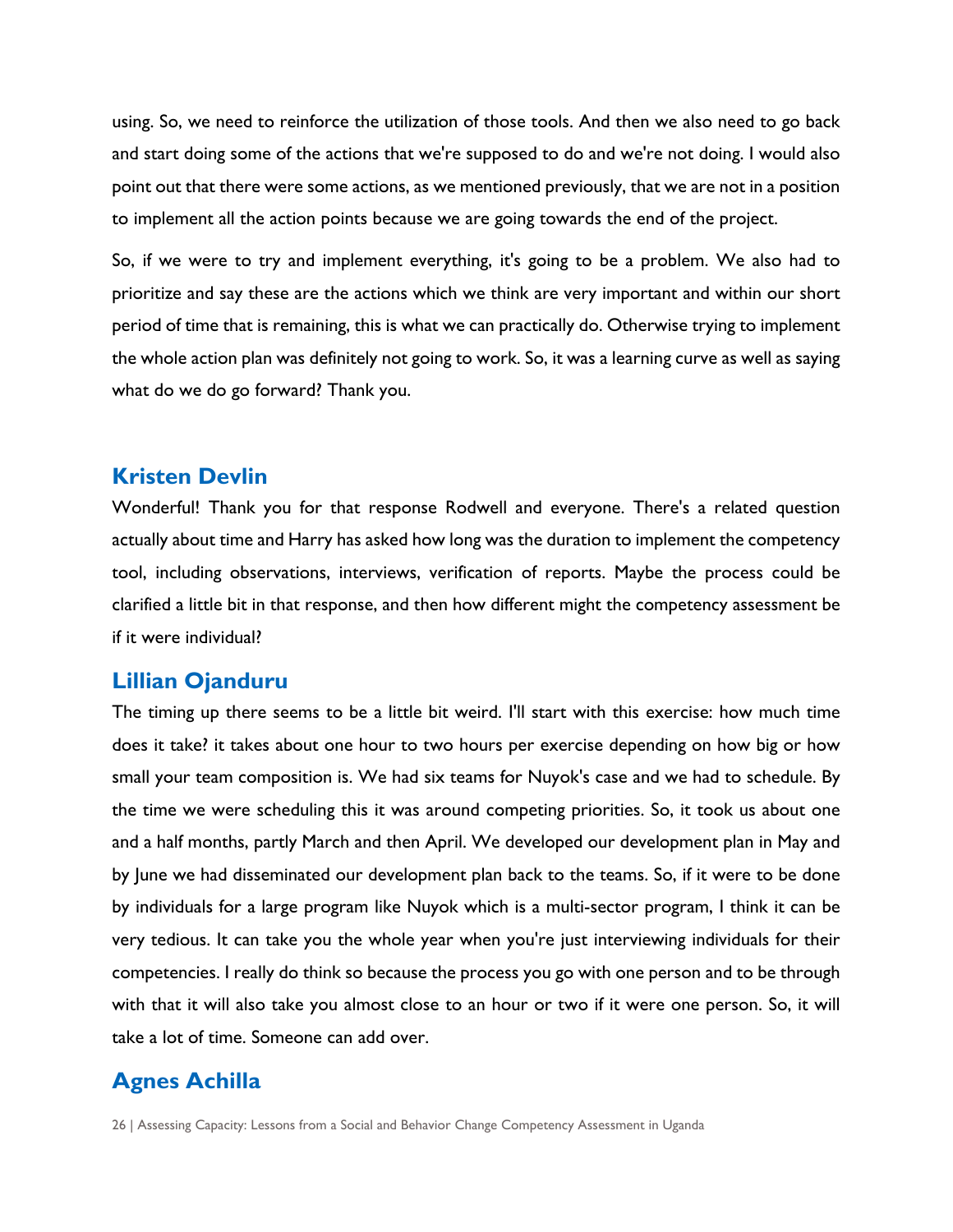using. So, we need to reinforce the utilization of those tools. And then we also need to go back and start doing some of the actions that we're supposed to do and we're not doing. I would also point out that there were some actions, as we mentioned previously, that we are not in a position to implement all the action points because we are going towards the end of the project.

So, if we were to try and implement everything, it's going to be a problem. We also had to prioritize and say these are the actions which we think are very important and within our short period of time that is remaining, this is what we can practically do. Otherwise trying to implement the whole action plan was definitely not going to work. So, it was a learning curve as well as saying what do we do go forward? Thank you.

## Kristen Devlin

Wonderful! Thank you for that response Rodwell and everyone. There's a related question actually about time and Harry has asked how long was the duration to implement the competency tool, including observations, interviews, verification of reports. Maybe the process could be clarified a little bit in that response, and then how different might the competency assessment be if it were individual?

## Lillian Ojanduru

The timing up there seems to be a little bit weird. I'll start with this exercise: how much time does it take? it takes about one hour to two hours per exercise depending on how big or how small your team composition is. We had six teams for Nuyok's case and we had to schedule. By the time we were scheduling this it was around competing priorities. So, it took us about one and a half months, partly March and then April. We developed our development plan in May and by June we had disseminated our development plan back to the teams. So, if it were to be done by individuals for a large program like Nuyok which is a multi-sector program, I think it can be very tedious. It can take you the whole year when you're just interviewing individuals for their competencies. I really do think so because the process you go with one person and to be through with that it will also take you almost close to an hour or two if it were one person. So, it will take a lot of time. Someone can add over.

## Agnes Achilla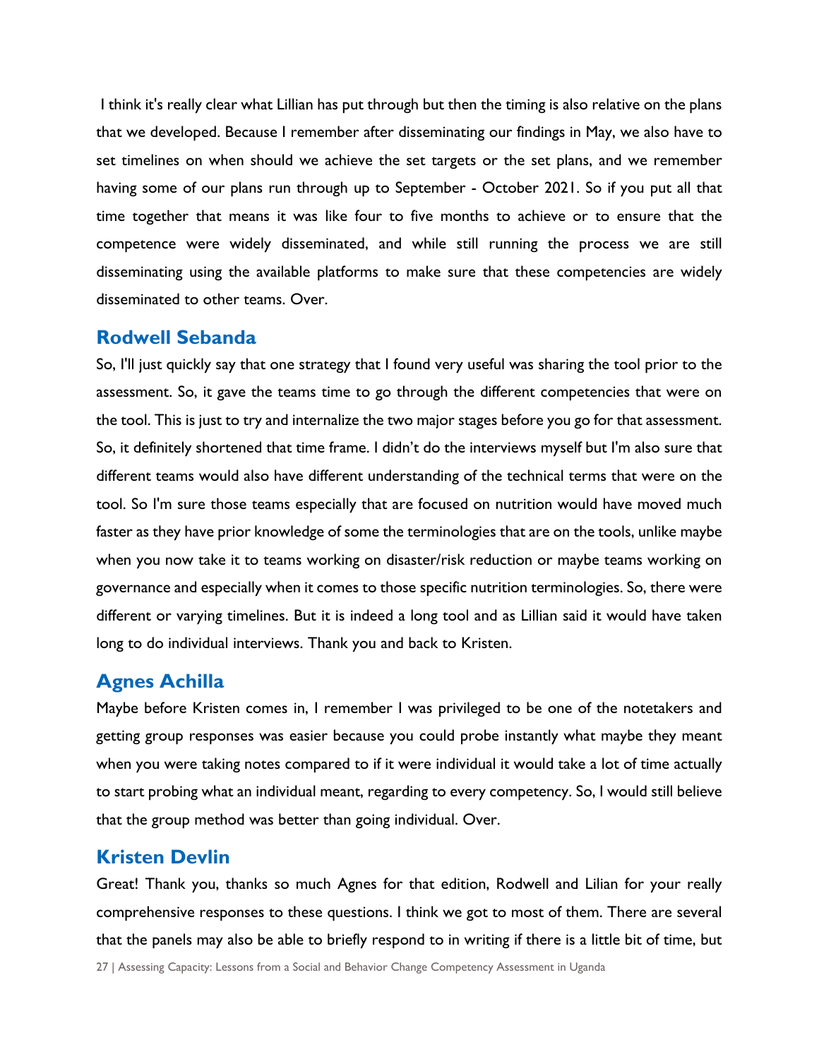I think it's really clear what Lillian has put through but then the timing is also relative on the plans that we developed. Because I remember after disseminating our findings in May, we also have to set timelines on when should we achieve the set targets or the set plans, and we remember having some of our plans run through up to September - October 2021. So if you put all that time together that means it was like four to five months to achieve or to ensure that the competence were widely disseminated, and while still running the process we are still disseminating using the available platforms to make sure that these competencies are widely disseminated to other teams. Over.

### Rodwell Sebanda

So, I'll just quickly say that one strategy that I found very useful was sharing the tool prior to the assessment. So, it gave the teams time to go through the different competencies that were on the tool. This is just to try and internalize the two major stages before you go for that assessment. So, it definitely shortened that time frame. I didn't do the interviews myself but I'm also sure that different teams would also have different understanding of the technical terms that were on the tool. So I'm sure those teams especially that are focused on nutrition would have moved much faster as they have prior knowledge of some the terminologies that are on the tools, unlike maybe when you now take it to teams working on disaster/risk reduction or maybe teams working on governance and especially when it comes to those specific nutrition terminologies. So, there were different or varying timelines. But it is indeed a long tool and as Lillian said it would have taken long to do individual interviews. Thank you and back to Kristen.

### Agnes Achilla

Maybe before Kristen comes in, I remember I was privileged to be one of the notetakers and getting group responses was easier because you could probe instantly what maybe they meant when you were taking notes compared to if it were individual it would take a lot of time actually to start probing what an individual meant, regarding to every competency. So, I would still believe that the group method was better than going individual. Over.

### Kristen Devlin

Great! Thank you, thanks so much Agnes for that edition, Rodwell and Lilian for your really comprehensive responses to these questions. I think we got to most of them. There are several that the panels may also be able to briefly respond to in writing if there is a little bit of time, but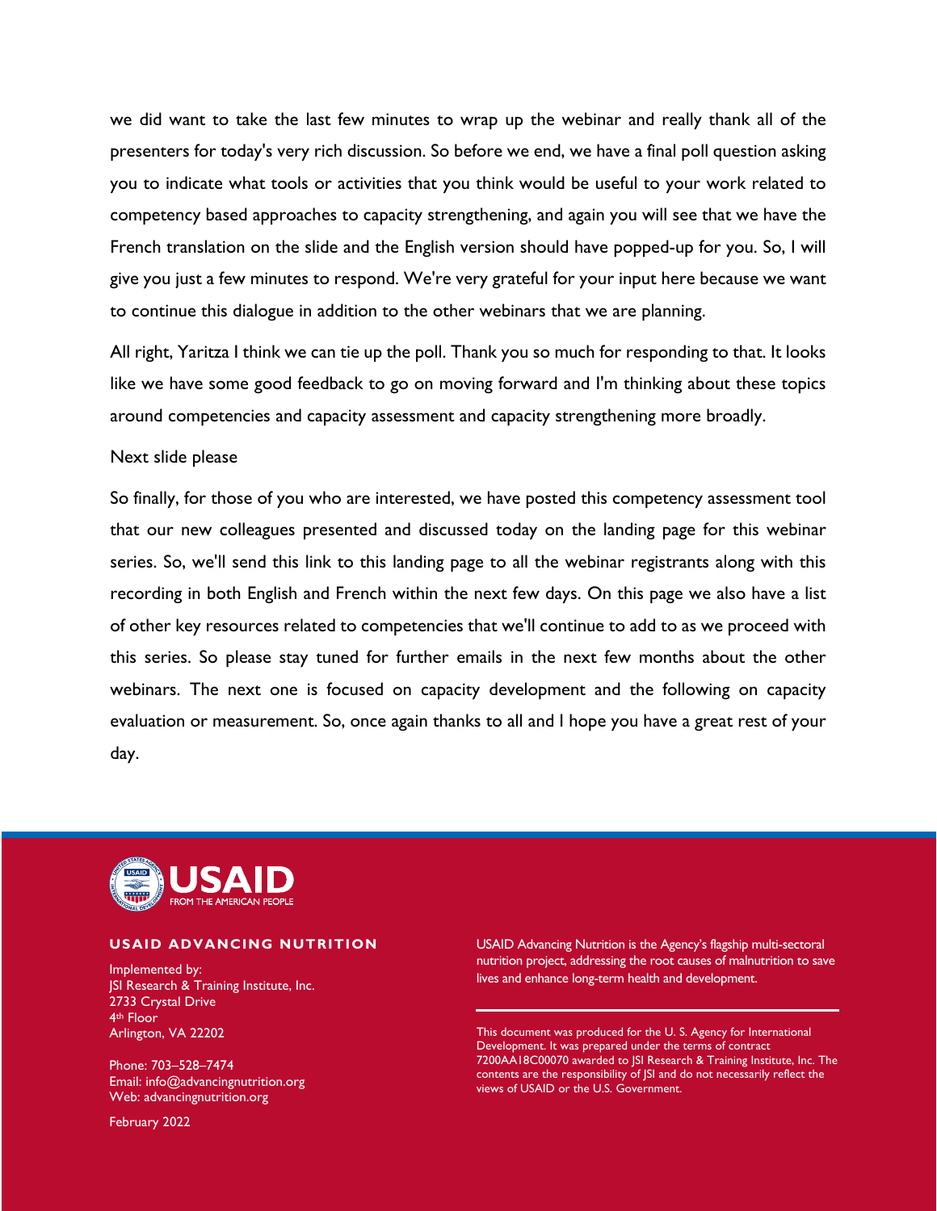we did want to take the last few minutes to wrap up the webinar and really thank all of the presenters for today's very rich discussion. So before we end, we have a final poll question asking you to indicate what tools or activities that you think would be useful to your work related to competency based approaches to capacity strengthening, and again you will see that we have the French translation on the slide and the English version should have popped-up for you. So, I will give you just a few minutes to respond. We're very grateful for your input here because we want to continue this dialogue in addition to the other webinars that we are planning.

All right, Yaritza I think we can tie up the poll. Thank you so much for responding to that. It looks like we have some good feedback to go on moving forward and I'm thinking about these topics around competencies and capacity assessment and capacity strengthening more broadly.

Next slide please

So finally, for those of you who are interested, we have posted this competency assessment tool that our new colleagues presented and discussed today on the landing page for this webinar series. So, we'll send this link to this landing page to all the webinar registrants along with this recording in both English and French within the next few days. On this page we also have a list of other key resources related to competencies that we'll continue to add to as we proceed with this series. So please stay tuned for further emails in the next few months about the other webinars. The next one is focused on capacity development and the following on capacity evaluation or measurement. So, once again thanks to all and I hope you have a great rest of your day.

USAID FROM THE AMERICAN PEOPLE

**USAID ADVANCING NUTRITION**

Implemented by:
JSI Research & Training Institute, Inc.
2733 Crystal Drive
4th Floor
Arlington, VA 22202

Phone: 703–528–7474
Email: info@advancingnutrition.org
Web: advancingnutrition.org

February 2022

USAID Advancing Nutrition is the Agency's flagship multi-sectoral nutrition project, addressing the root causes of malnutrition to save lives and enhance long-term health and development.

This document was produced for the U. S. Agency for International Development. It was prepared under the terms of contract 7200AA18C00070 awarded to JSI Research & Training Institute, Inc. The contents are the responsibility of JSI and do not necessarily reflect the views of USAID or the U.S. Government.